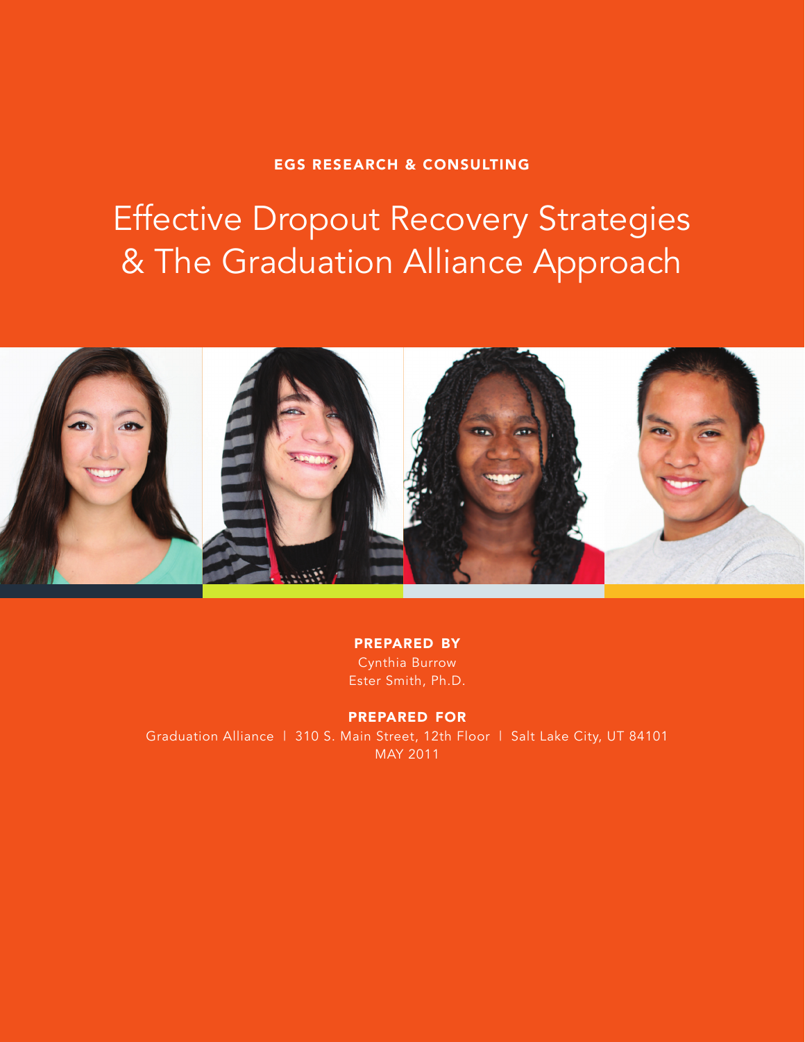EGS RESEARCH & CONSULTING

# Effective Dropout Recovery Strategies & The Graduation Alliance Approach

**PREPARED BY**

Cynthia Burrow
Ester Smith, Ph.D.

**PREPARED FOR**

Graduation Alliance | 310 S. Main Street, 12th Floor | Salt Lake City, UT 84101
MAY 2011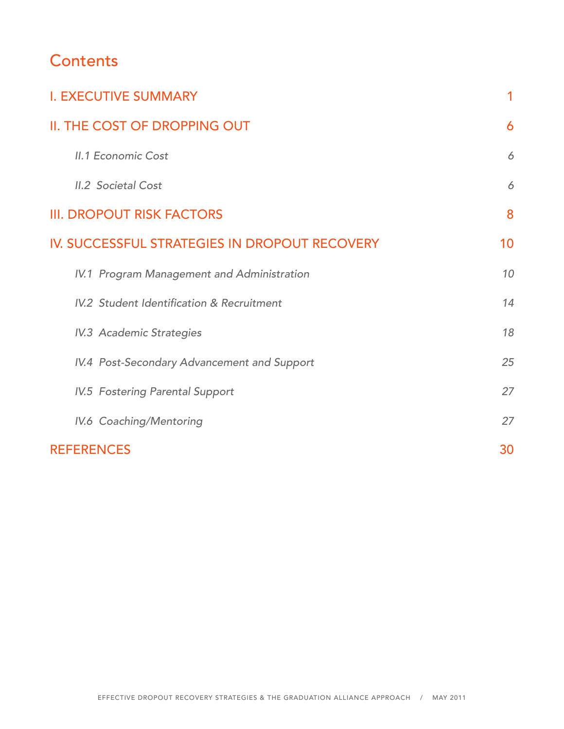# Contents

| | |
|---|---|
| I. EXECUTIVE SUMMARY | 1 |
| II. THE COST OF DROPPING OUT | 6 |
| *II.1 Economic Cost* | *6* |
| *II.2 Societal Cost* | *6* |
| III. DROPOUT RISK FACTORS | 8 |
| IV. SUCCESSFUL STRATEGIES IN DROPOUT RECOVERY | 10 |
| *IV.1 Program Management and Administration* | *10* |
| *IV.2 Student Identification & Recruitment* | *14* |
| *IV.3 Academic Strategies* | *18* |
| *IV.4 Post-Secondary Advancement and Support* | *25* |
| *IV.5 Fostering Parental Support* | *27* |
| *IV.6 Coaching/Mentoring* | *27* |
| REFERENCES | 30 |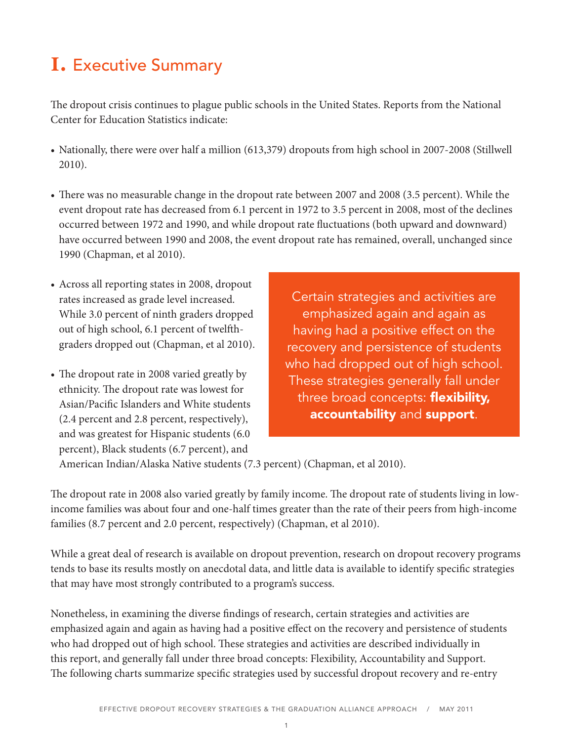# I. Executive Summary

The dropout crisis continues to plague public schools in the United States. Reports from the National Center for Education Statistics indicate:

- Nationally, there were over half a million (613,379) dropouts from high school in 2007-2008 (Stillwell 2010).
- There was no measurable change in the dropout rate between 2007 and 2008 (3.5 percent). While the event dropout rate has decreased from 6.1 percent in 1972 to 3.5 percent in 2008, most of the declines occurred between 1972 and 1990, and while dropout rate fluctuations (both upward and downward) have occurred between 1990 and 2008, the event dropout rate has remained, overall, unchanged since 1990 (Chapman, et al 2010).
- Across all reporting states in 2008, dropout rates increased as grade level increased. While 3.0 percent of ninth graders dropped out of high school, 6.1 percent of twelfth-graders dropped out (Chapman, et al 2010).
- The dropout rate in 2008 varied greatly by ethnicity. The dropout rate was lowest for Asian/Pacific Islanders and White students (2.4 percent and 2.8 percent, respectively), and was greatest for Hispanic students (6.0 percent), Black students (6.7 percent), and American Indian/Alaska Native students (7.3 percent) (Chapman, et al 2010).

> Certain strategies and activities are emphasized again and again as having had a positive effect on the recovery and persistence of students who had dropped out of high school. These strategies generally fall under three broad concepts: **flexibility, accountability** and **support**.

The dropout rate in 2008 also varied greatly by family income. The dropout rate of students living in low-income families was about four and one-half times greater than the rate of their peers from high-income families (8.7 percent and 2.0 percent, respectively) (Chapman, et al 2010).

While a great deal of research is available on dropout prevention, research on dropout recovery programs tends to base its results mostly on anecdotal data, and little data is available to identify specific strategies that may have most strongly contributed to a program's success.

Nonetheless, in examining the diverse findings of research, certain strategies and activities are emphasized again and again as having had a positive effect on the recovery and persistence of students who had dropped out of high school. These strategies and activities are described individually in this report, and generally fall under three broad concepts: Flexibility, Accountability and Support. The following charts summarize specific strategies used by successful dropout recovery and re-entry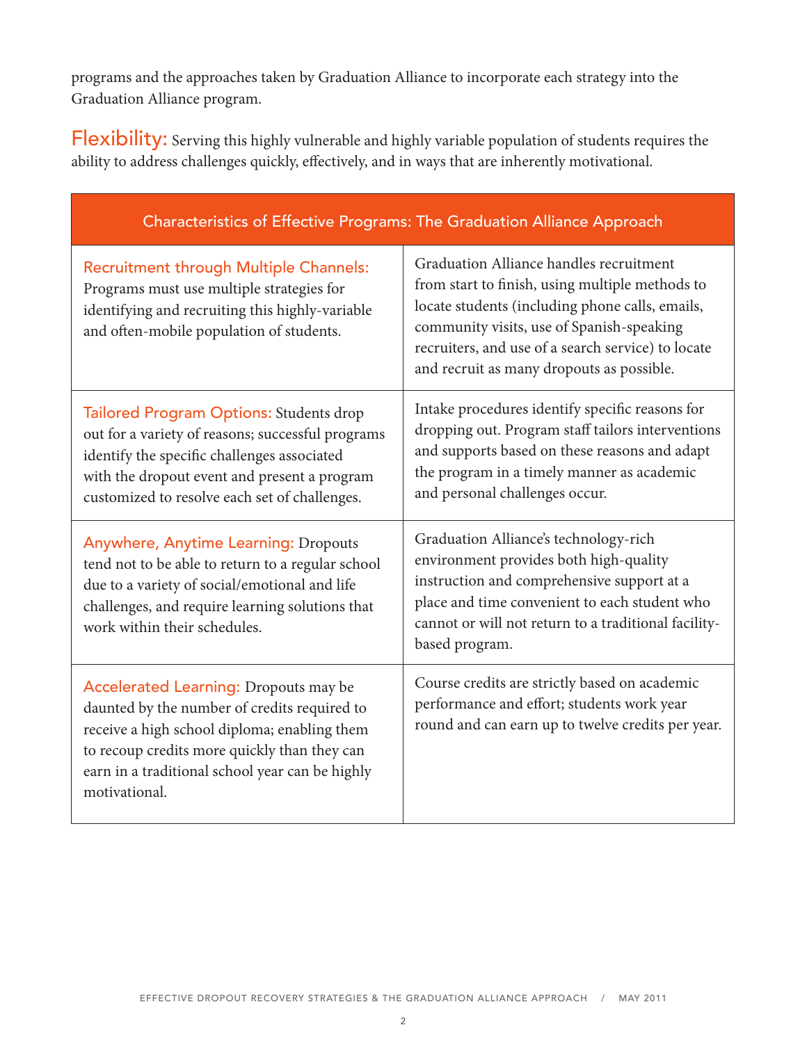programs and the approaches taken by Graduation Alliance to incorporate each strategy into the Graduation Alliance program.

**Flexibility:** Serving this highly vulnerable and highly variable population of students requires the ability to address challenges quickly, effectively, and in ways that are inherently motivational.

| Characteristics of Effective Programs: The Graduation Alliance Approach | |
|---|---|
| **Recruitment through Multiple Channels:** Programs must use multiple strategies for identifying and recruiting this highly-variable and often-mobile population of students. | Graduation Alliance handles recruitment from start to finish, using multiple methods to locate students (including phone calls, emails, community visits, use of Spanish-speaking recruiters, and use of a search service) to locate and recruit as many dropouts as possible. |
| **Tailored Program Options:** Students drop out for a variety of reasons; successful programs identify the specific challenges associated with the dropout event and present a program customized to resolve each set of challenges. | Intake procedures identify specific reasons for dropping out. Program staff tailors interventions and supports based on these reasons and adapt the program in a timely manner as academic and personal challenges occur. |
| **Anywhere, Anytime Learning:** Dropouts tend not to be able to return to a regular school due to a variety of social/emotional and life challenges, and require learning solutions that work within their schedules. | Graduation Alliance's technology-rich environment provides both high-quality instruction and comprehensive support at a place and time convenient to each student who cannot or will not return to a traditional facility-based program. |
| **Accelerated Learning:** Dropouts may be daunted by the number of credits required to receive a high school diploma; enabling them to recoup credits more quickly than they can earn in a traditional school year can be highly motivational. | Course credits are strictly based on academic performance and effort; students work year round and can earn up to twelve credits per year. |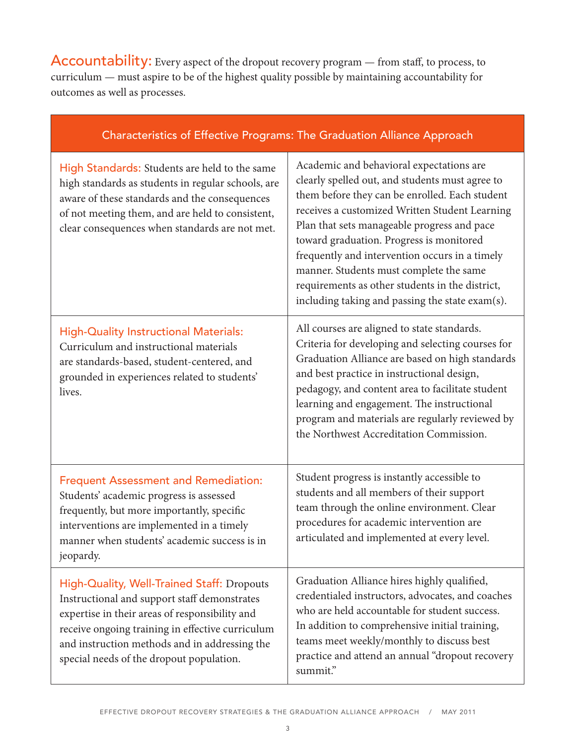**Accountability:** Every aspect of the dropout recovery program — from staff, to process, to curriculum — must aspire to be of the highest quality possible by maintaining accountability for outcomes as well as processes.

| Characteristics of Effective Programs: The Graduation Alliance Approach | |
|---|---|
| **High Standards:** Students are held to the same high standards as students in regular schools, are aware of these standards and the consequences of not meeting them, and are held to consistent, clear consequences when standards are not met. | Academic and behavioral expectations are clearly spelled out, and students must agree to them before they can be enrolled. Each student receives a customized Written Student Learning Plan that sets manageable progress and pace toward graduation. Progress is monitored frequently and intervention occurs in a timely manner. Students must complete the same requirements as other students in the district, including taking and passing the state exam(s). |
| **High-Quality Instructional Materials:** Curriculum and instructional materials are standards-based, student-centered, and grounded in experiences related to students' lives. | All courses are aligned to state standards. Criteria for developing and selecting courses for Graduation Alliance are based on high standards and best practice in instructional design, pedagogy, and content area to facilitate student learning and engagement. The instructional program and materials are regularly reviewed by the Northwest Accreditation Commission. |
| **Frequent Assessment and Remediation:** Students' academic progress is assessed frequently, but more importantly, specific interventions are implemented in a timely manner when students' academic success is in jeopardy. | Student progress is instantly accessible to students and all members of their support team through the online environment. Clear procedures for academic intervention are articulated and implemented at every level. |
| **High-Quality, Well-Trained Staff:** Dropouts Instructional and support staff demonstrates expertise in their areas of responsibility and receive ongoing training in effective curriculum and instruction methods and in addressing the special needs of the dropout population. | Graduation Alliance hires highly qualified, credentialed instructors, advocates, and coaches who are held accountable for student success. In addition to comprehensive initial training, teams meet weekly/monthly to discuss best practice and attend an annual "dropout recovery summit." |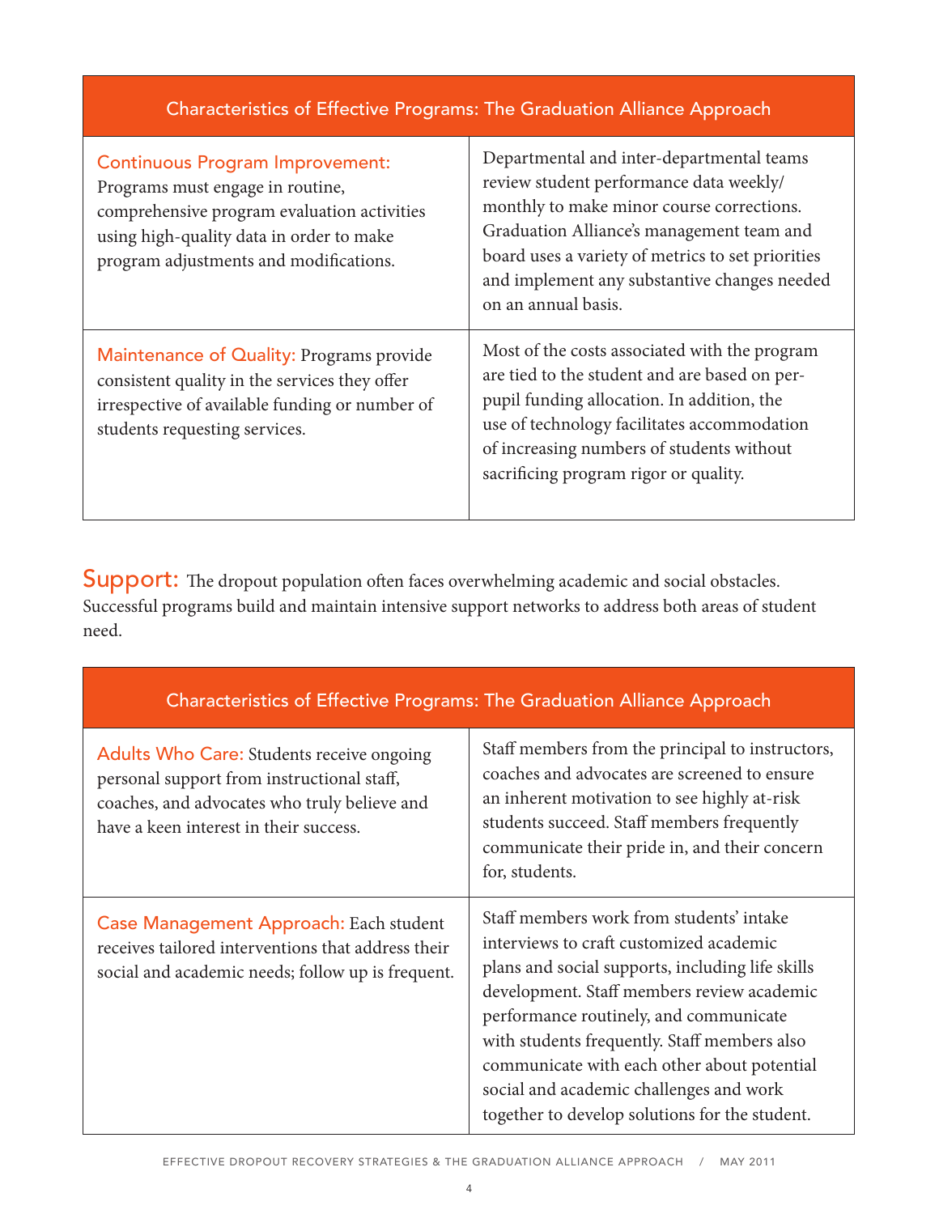| Characteristics of Effective Programs: | The Graduation Alliance Approach |
|---|---|
| **Continuous Program Improvement:** Programs must engage in routine, comprehensive program evaluation activities using high-quality data in order to make program adjustments and modifications. | Departmental and inter-departmental teams review student performance data weekly/monthly to make minor course corrections. Graduation Alliance's management team and board uses a variety of metrics to set priorities and implement any substantive changes needed on an annual basis. |
| **Maintenance of Quality:** Programs provide consistent quality in the services they offer irrespective of available funding or number of students requesting services. | Most of the costs associated with the program are tied to the student and are based on per-pupil funding allocation. In addition, the use of technology facilitates accommodation of increasing numbers of students without sacrificing program rigor or quality. |

## Support:

The dropout population often faces overwhelming academic and social obstacles. Successful programs build and maintain intensive support networks to address both areas of student need.

| Characteristics of Effective Programs: | The Graduation Alliance Approach |
|---|---|
| **Adults Who Care:** Students receive ongoing personal support from instructional staff, coaches, and advocates who truly believe and have a keen interest in their success. | Staff members from the principal to instructors, coaches and advocates are screened to ensure an inherent motivation to see highly at-risk students succeed. Staff members frequently communicate their pride in, and their concern for, students. |
| **Case Management Approach:** Each student receives tailored interventions that address their social and academic needs; follow up is frequent. | Staff members work from students' intake interviews to craft customized academic plans and social supports, including life skills development. Staff members review academic performance routinely, and communicate with students frequently. Staff members also communicate with each other about potential social and academic challenges and work together to develop solutions for the student. |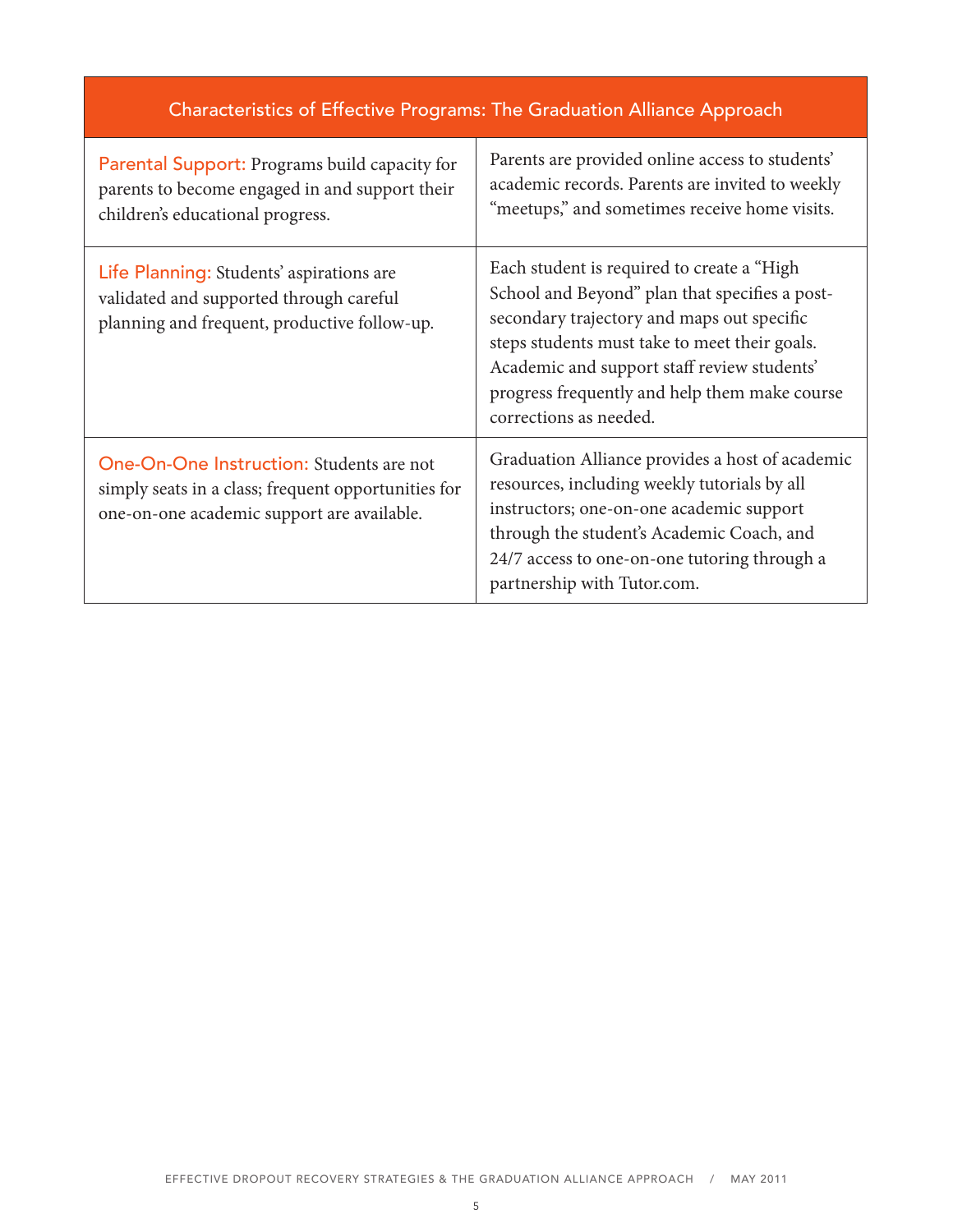| Characteristics of Effective Programs: The Graduation Alliance Approach | |
|---|---|
| Parental Support: Programs build capacity for parents to become engaged in and support their children's educational progress. | Parents are provided online access to students' academic records. Parents are invited to weekly "meetups," and sometimes receive home visits. |
| Life Planning: Students' aspirations are validated and supported through careful planning and frequent, productive follow-up. | Each student is required to create a "High School and Beyond" plan that specifies a post-secondary trajectory and maps out specific steps students must take to meet their goals. Academic and support staff review students' progress frequently and help them make course corrections as needed. |
| One-On-One Instruction: Students are not simply seats in a class; frequent opportunities for one-on-one academic support are available. | Graduation Alliance provides a host of academic resources, including weekly tutorials by all instructors; one-on-one academic support through the student's Academic Coach, and 24/7 access to one-on-one tutoring through a partnership with Tutor.com. |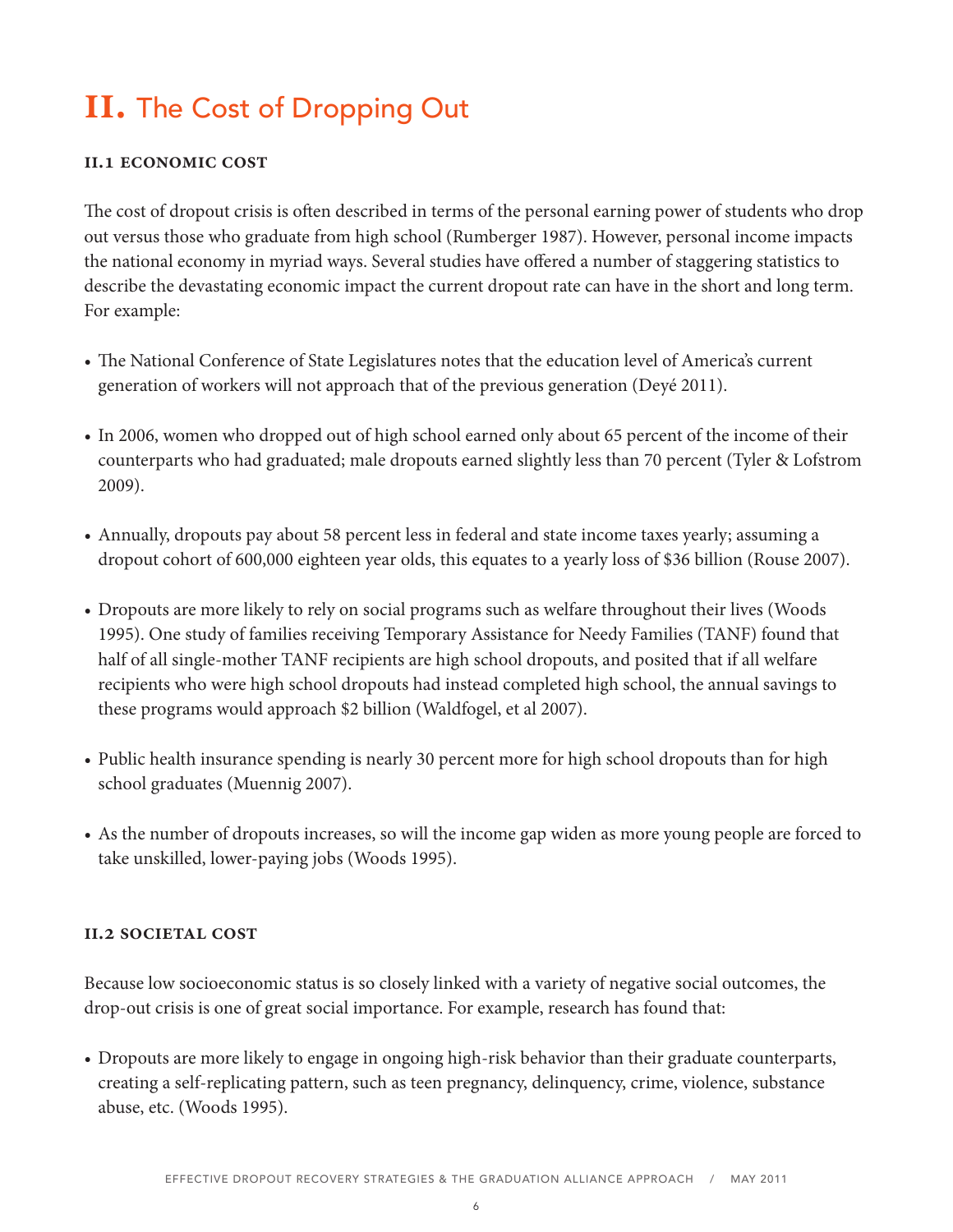# II. The Cost of Dropping Out

### II.1 ECONOMIC COST

The cost of dropout crisis is often described in terms of the personal earning power of students who drop out versus those who graduate from high school (Rumberger 1987). However, personal income impacts the national economy in myriad ways. Several studies have offered a number of staggering statistics to describe the devastating economic impact the current dropout rate can have in the short and long term. For example:

- The National Conference of State Legislatures notes that the education level of America's current generation of workers will not approach that of the previous generation (Deyé 2011).
- In 2006, women who dropped out of high school earned only about 65 percent of the income of their counterparts who had graduated; male dropouts earned slightly less than 70 percent (Tyler & Lofstrom 2009).
- Annually, dropouts pay about 58 percent less in federal and state income taxes yearly; assuming a dropout cohort of 600,000 eighteen year olds, this equates to a yearly loss of $36 billion (Rouse 2007).
- Dropouts are more likely to rely on social programs such as welfare throughout their lives (Woods 1995). One study of families receiving Temporary Assistance for Needy Families (TANF) found that half of all single-mother TANF recipients are high school dropouts, and posited that if all welfare recipients who were high school dropouts had instead completed high school, the annual savings to these programs would approach $2 billion (Waldfogel, et al 2007).
- Public health insurance spending is nearly 30 percent more for high school dropouts than for high school graduates (Muennig 2007).
- As the number of dropouts increases, so will the income gap widen as more young people are forced to take unskilled, lower-paying jobs (Woods 1995).

### II.2 SOCIETAL COST

Because low socioeconomic status is so closely linked with a variety of negative social outcomes, the drop-out crisis is one of great social importance. For example, research has found that:

- Dropouts are more likely to engage in ongoing high-risk behavior than their graduate counterparts, creating a self-replicating pattern, such as teen pregnancy, delinquency, crime, violence, substance abuse, etc. (Woods 1995).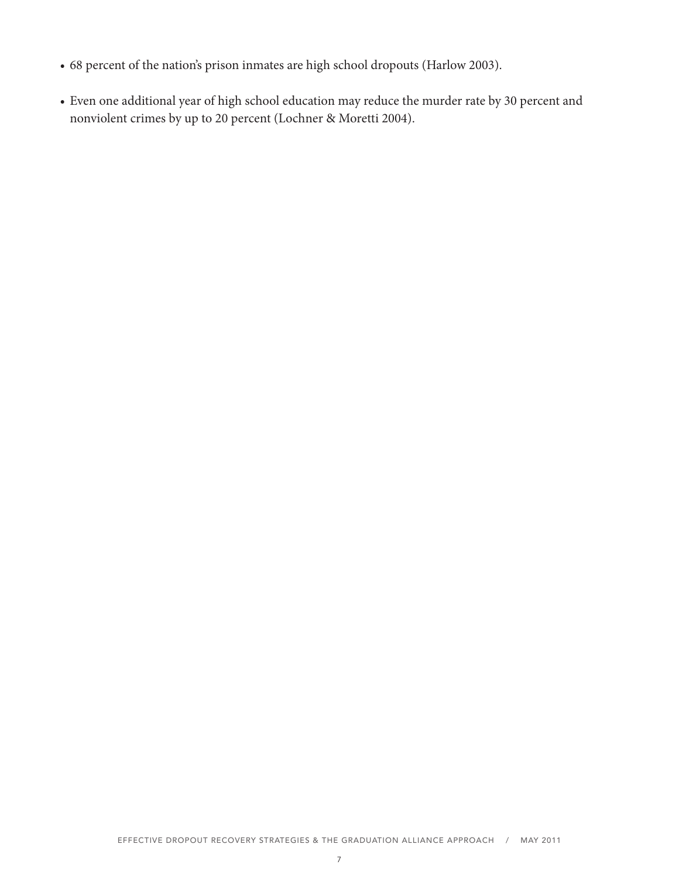- 68 percent of the nation's prison inmates are high school dropouts (Harlow 2003).
- Even one additional year of high school education may reduce the murder rate by 30 percent and nonviolent crimes by up to 20 percent (Lochner & Moretti 2004).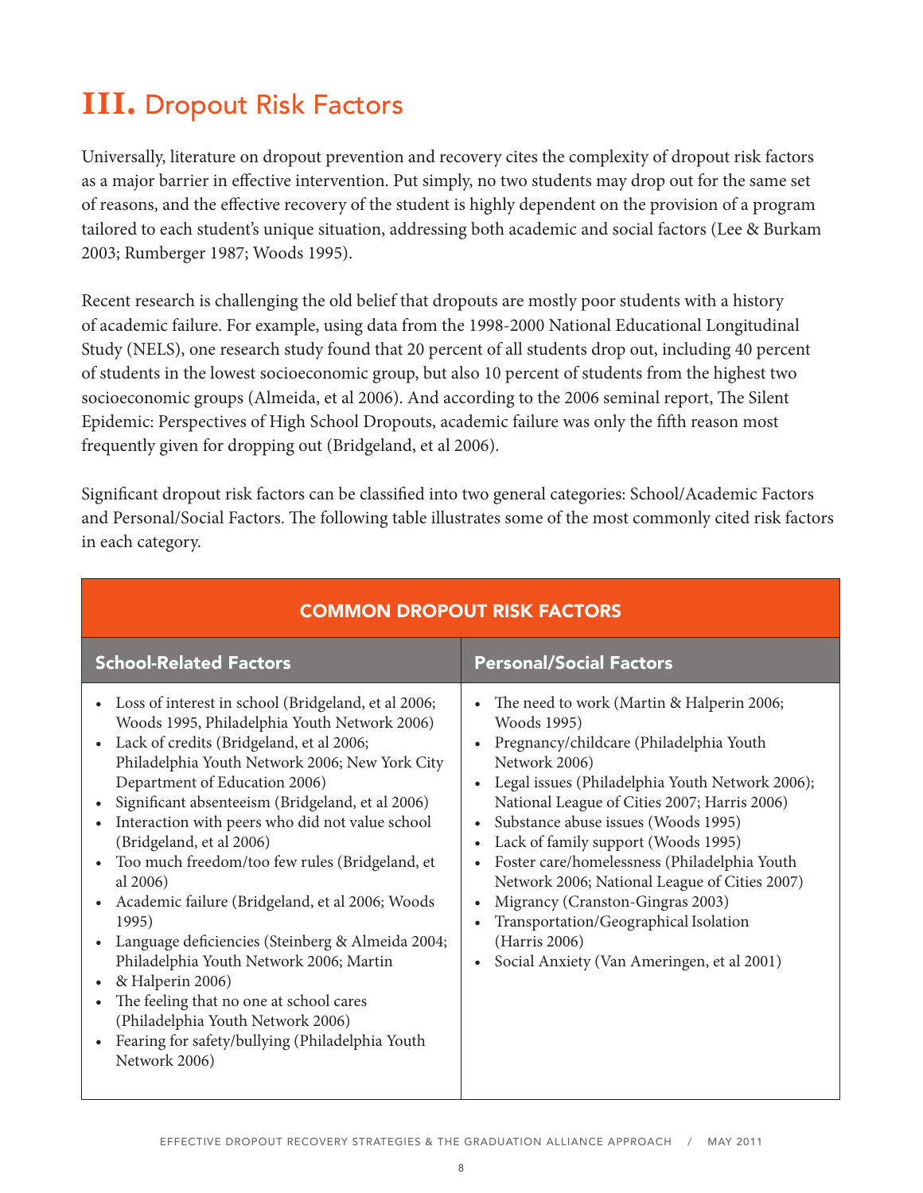# III. Dropout Risk Factors

Universally, literature on dropout prevention and recovery cites the complexity of dropout risk factors as a major barrier in effective intervention. Put simply, no two students may drop out for the same set of reasons, and the effective recovery of the student is highly dependent on the provision of a program tailored to each student's unique situation, addressing both academic and social factors (Lee & Burkam 2003; Rumberger 1987; Woods 1995).

Recent research is challenging the old belief that dropouts are mostly poor students with a history of academic failure. For example, using data from the 1998-2000 National Educational Longitudinal Study (NELS), one research study found that 20 percent of all students drop out, including 40 percent of students in the lowest socioeconomic group, but also 10 percent of students from the highest two socioeconomic groups (Almeida, et al 2006). And according to the 2006 seminal report, The Silent Epidemic: Perspectives of High School Dropouts, academic failure was only the fifth reason most frequently given for dropping out (Bridgeland, et al 2006).

Significant dropout risk factors can be classified into two general categories: School/Academic Factors and Personal/Social Factors. The following table illustrates some of the most commonly cited risk factors in each category.

| COMMON DROPOUT RISK FACTORS | |
|---|---|
| **School-Related Factors** | **Personal/Social Factors** |
| • Loss of interest in school (Bridgeland, et al 2006; Woods 1995, Philadelphia Youth Network 2006)<br>• Lack of credits (Bridgeland, et al 2006; Philadelphia Youth Network 2006; New York City Department of Education 2006)<br>• Significant absenteeism (Bridgeland, et al 2006)<br>• Interaction with peers who did not value school (Bridgeland, et al 2006)<br>• Too much freedom/too few rules (Bridgeland, et al 2006)<br>• Academic failure (Bridgeland, et al 2006; Woods 1995)<br>• Language deficiencies (Steinberg & Almeida 2004; Philadelphia Youth Network 2006; Martin<br>• & Halperin 2006)<br>• The feeling that no one at school cares (Philadelphia Youth Network 2006)<br>• Fearing for safety/bullying (Philadelphia Youth Network 2006) | • The need to work (Martin & Halperin 2006; Woods 1995)<br>• Pregnancy/childcare (Philadelphia Youth Network 2006)<br>• Legal issues (Philadelphia Youth Network 2006); National League of Cities 2007; Harris 2006)<br>• Substance abuse issues (Woods 1995)<br>• Lack of family support (Woods 1995)<br>• Foster care/homelessness (Philadelphia Youth Network 2006; National League of Cities 2007)<br>• Migrancy (Cranston-Gingras 2003)<br>• Transportation/Geographical Isolation (Harris 2006)<br>• Social Anxiety (Van Ameringen, et al 2001) |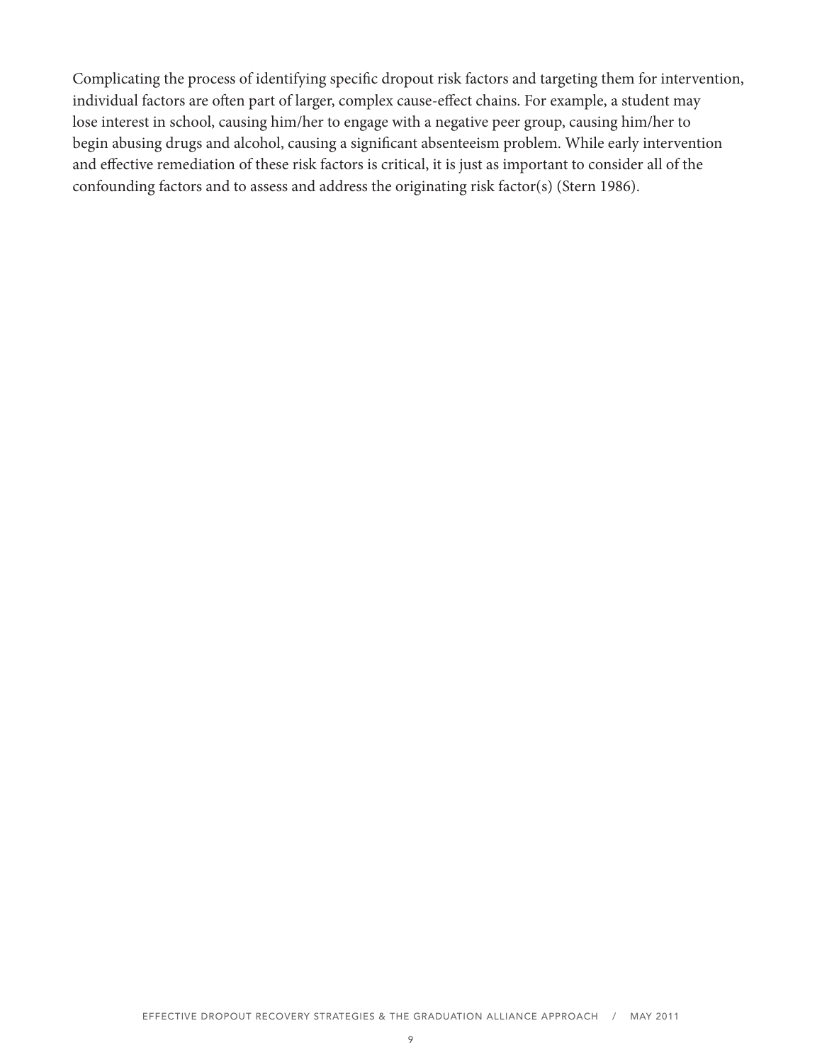Complicating the process of identifying specific dropout risk factors and targeting them for intervention, individual factors are often part of larger, complex cause-effect chains. For example, a student may lose interest in school, causing him/her to engage with a negative peer group, causing him/her to begin abusing drugs and alcohol, causing a significant absenteeism problem. While early intervention and effective remediation of these risk factors is critical, it is just as important to consider all of the confounding factors and to assess and address the originating risk factor(s) (Stern 1986).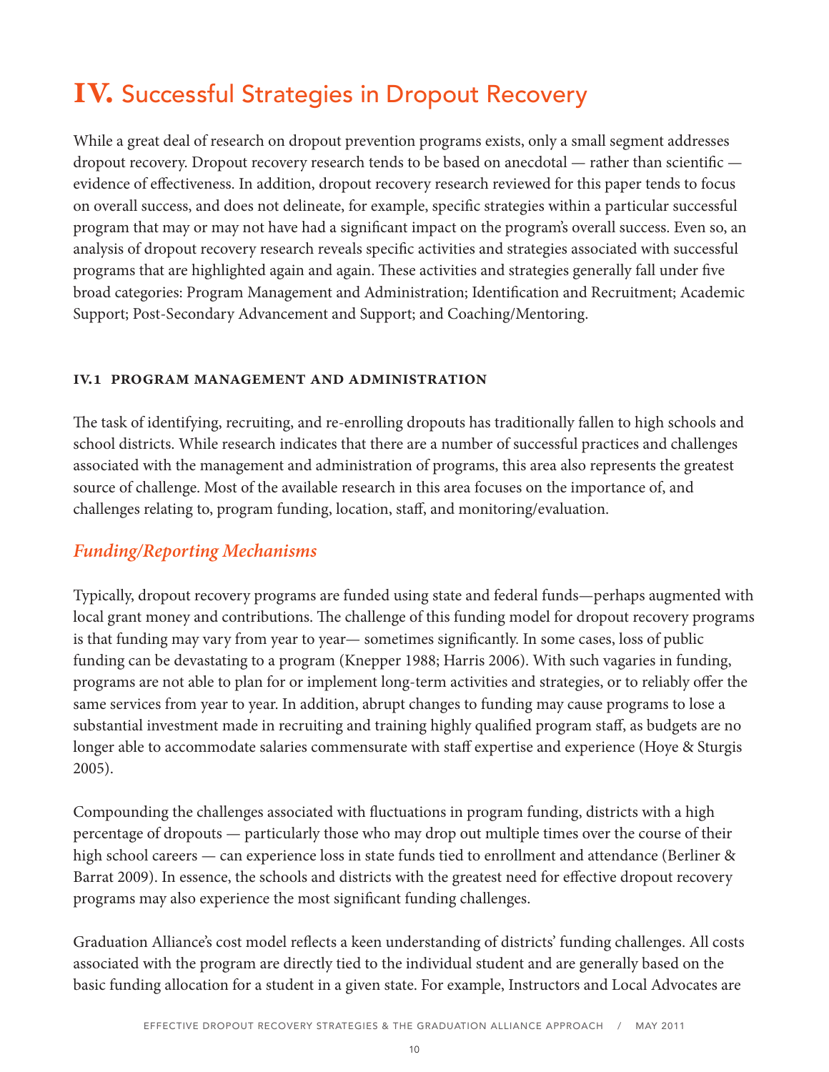# IV. Successful Strategies in Dropout Recovery

While a great deal of research on dropout prevention programs exists, only a small segment addresses dropout recovery. Dropout recovery research tends to be based on anecdotal — rather than scientific — evidence of effectiveness. In addition, dropout recovery research reviewed for this paper tends to focus on overall success, and does not delineate, for example, specific strategies within a particular successful program that may or may not have had a significant impact on the program's overall success. Even so, an analysis of dropout recovery research reveals specific activities and strategies associated with successful programs that are highlighted again and again. These activities and strategies generally fall under five broad categories: Program Management and Administration; Identification and Recruitment; Academic Support; Post-Secondary Advancement and Support; and Coaching/Mentoring.

## IV.1 PROGRAM MANAGEMENT AND ADMINISTRATION

The task of identifying, recruiting, and re-enrolling dropouts has traditionally fallen to high schools and school districts. While research indicates that there are a number of successful practices and challenges associated with the management and administration of programs, this area also represents the greatest source of challenge. Most of the available research in this area focuses on the importance of, and challenges relating to, program funding, location, staff, and monitoring/evaluation.

### *Funding/Reporting Mechanisms*

Typically, dropout recovery programs are funded using state and federal funds—perhaps augmented with local grant money and contributions. The challenge of this funding model for dropout recovery programs is that funding may vary from year to year— sometimes significantly. In some cases, loss of public funding can be devastating to a program (Knepper 1988; Harris 2006). With such vagaries in funding, programs are not able to plan for or implement long-term activities and strategies, or to reliably offer the same services from year to year. In addition, abrupt changes to funding may cause programs to lose a substantial investment made in recruiting and training highly qualified program staff, as budgets are no longer able to accommodate salaries commensurate with staff expertise and experience (Hoye & Sturgis 2005).

Compounding the challenges associated with fluctuations in program funding, districts with a high percentage of dropouts — particularly those who may drop out multiple times over the course of their high school careers — can experience loss in state funds tied to enrollment and attendance (Berliner & Barrat 2009). In essence, the schools and districts with the greatest need for effective dropout recovery programs may also experience the most significant funding challenges.

Graduation Alliance's cost model reflects a keen understanding of districts' funding challenges. All costs associated with the program are directly tied to the individual student and are generally based on the basic funding allocation for a student in a given state. For example, Instructors and Local Advocates are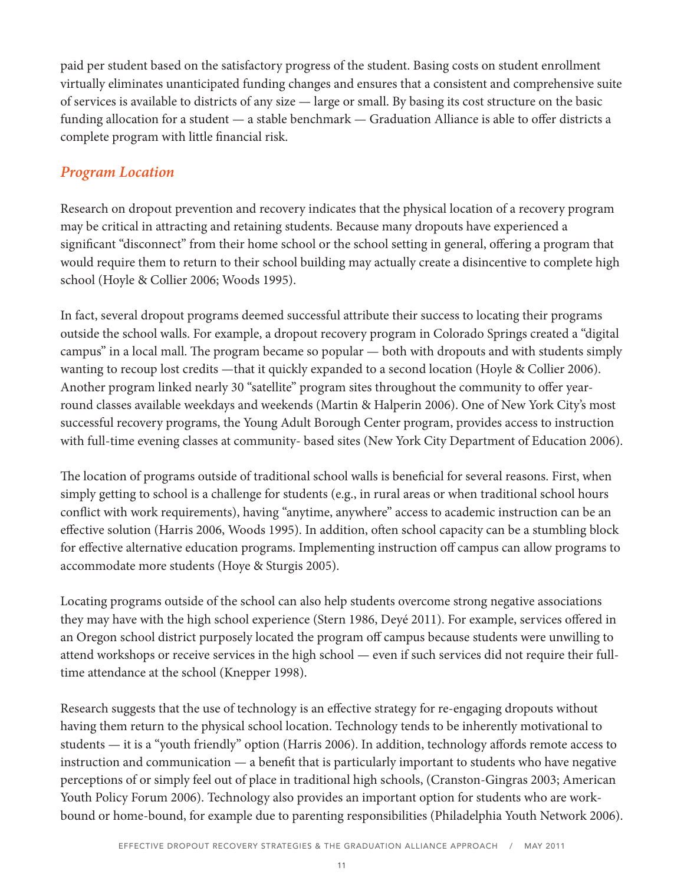paid per student based on the satisfactory progress of the student. Basing costs on student enrollment virtually eliminates unanticipated funding changes and ensures that a consistent and comprehensive suite of services is available to districts of any size — large or small. By basing its cost structure on the basic funding allocation for a student — a stable benchmark — Graduation Alliance is able to offer districts a complete program with little financial risk.

### *Program Location*

Research on dropout prevention and recovery indicates that the physical location of a recovery program may be critical in attracting and retaining students. Because many dropouts have experienced a significant "disconnect" from their home school or the school setting in general, offering a program that would require them to return to their school building may actually create a disincentive to complete high school (Hoyle & Collier 2006; Woods 1995).

In fact, several dropout programs deemed successful attribute their success to locating their programs outside the school walls. For example, a dropout recovery program in Colorado Springs created a "digital campus" in a local mall. The program became so popular — both with dropouts and with students simply wanting to recoup lost credits —that it quickly expanded to a second location (Hoyle & Collier 2006). Another program linked nearly 30 "satellite" program sites throughout the community to offer year-round classes available weekdays and weekends (Martin & Halperin 2006). One of New York City's most successful recovery programs, the Young Adult Borough Center program, provides access to instruction with full-time evening classes at community- based sites (New York City Department of Education 2006).

The location of programs outside of traditional school walls is beneficial for several reasons. First, when simply getting to school is a challenge for students (e.g., in rural areas or when traditional school hours conflict with work requirements), having "anytime, anywhere" access to academic instruction can be an effective solution (Harris 2006, Woods 1995). In addition, often school capacity can be a stumbling block for effective alternative education programs. Implementing instruction off campus can allow programs to accommodate more students (Hoye & Sturgis 2005).

Locating programs outside of the school can also help students overcome strong negative associations they may have with the high school experience (Stern 1986, Deyé 2011). For example, services offered in an Oregon school district purposely located the program off campus because students were unwilling to attend workshops or receive services in the high school — even if such services did not require their full-time attendance at the school (Knepper 1998).

Research suggests that the use of technology is an effective strategy for re-engaging dropouts without having them return to the physical school location. Technology tends to be inherently motivational to students — it is a "youth friendly" option (Harris 2006). In addition, technology affords remote access to instruction and communication — a benefit that is particularly important to students who have negative perceptions of or simply feel out of place in traditional high schools, (Cranston-Gingras 2003; American Youth Policy Forum 2006). Technology also provides an important option for students who are work-bound or home-bound, for example due to parenting responsibilities (Philadelphia Youth Network 2006).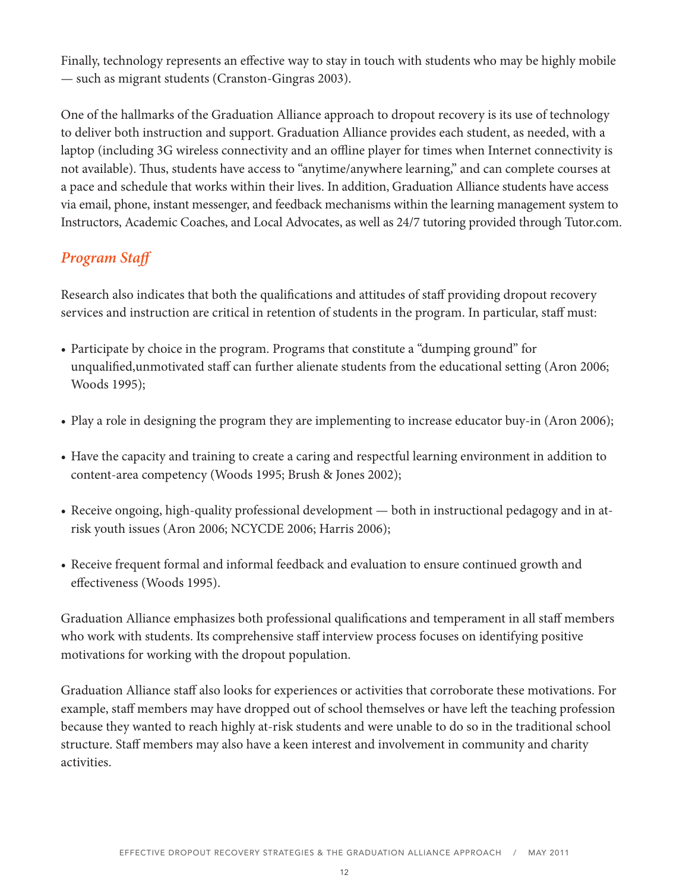Finally, technology represents an effective way to stay in touch with students who may be highly mobile — such as migrant students (Cranston-Gingras 2003).

One of the hallmarks of the Graduation Alliance approach to dropout recovery is its use of technology to deliver both instruction and support. Graduation Alliance provides each student, as needed, with a laptop (including 3G wireless connectivity and an offline player for times when Internet connectivity is not available). Thus, students have access to "anytime/anywhere learning," and can complete courses at a pace and schedule that works within their lives. In addition, Graduation Alliance students have access via email, phone, instant messenger, and feedback mechanisms within the learning management system to Instructors, Academic Coaches, and Local Advocates, as well as 24/7 tutoring provided through Tutor.com.

### *Program Staff*

Research also indicates that both the qualifications and attitudes of staff providing dropout recovery services and instruction are critical in retention of students in the program. In particular, staff must:

- Participate by choice in the program. Programs that constitute a "dumping ground" for unqualified,unmotivated staff can further alienate students from the educational setting (Aron 2006; Woods 1995);
- Play a role in designing the program they are implementing to increase educator buy-in (Aron 2006);
- Have the capacity and training to create a caring and respectful learning environment in addition to content-area competency (Woods 1995; Brush & Jones 2002);
- Receive ongoing, high-quality professional development — both in instructional pedagogy and in at-risk youth issues (Aron 2006; NCYCDE 2006; Harris 2006);
- Receive frequent formal and informal feedback and evaluation to ensure continued growth and effectiveness (Woods 1995).

Graduation Alliance emphasizes both professional qualifications and temperament in all staff members who work with students. Its comprehensive staff interview process focuses on identifying positive motivations for working with the dropout population.

Graduation Alliance staff also looks for experiences or activities that corroborate these motivations. For example, staff members may have dropped out of school themselves or have left the teaching profession because they wanted to reach highly at-risk students and were unable to do so in the traditional school structure. Staff members may also have a keen interest and involvement in community and charity activities.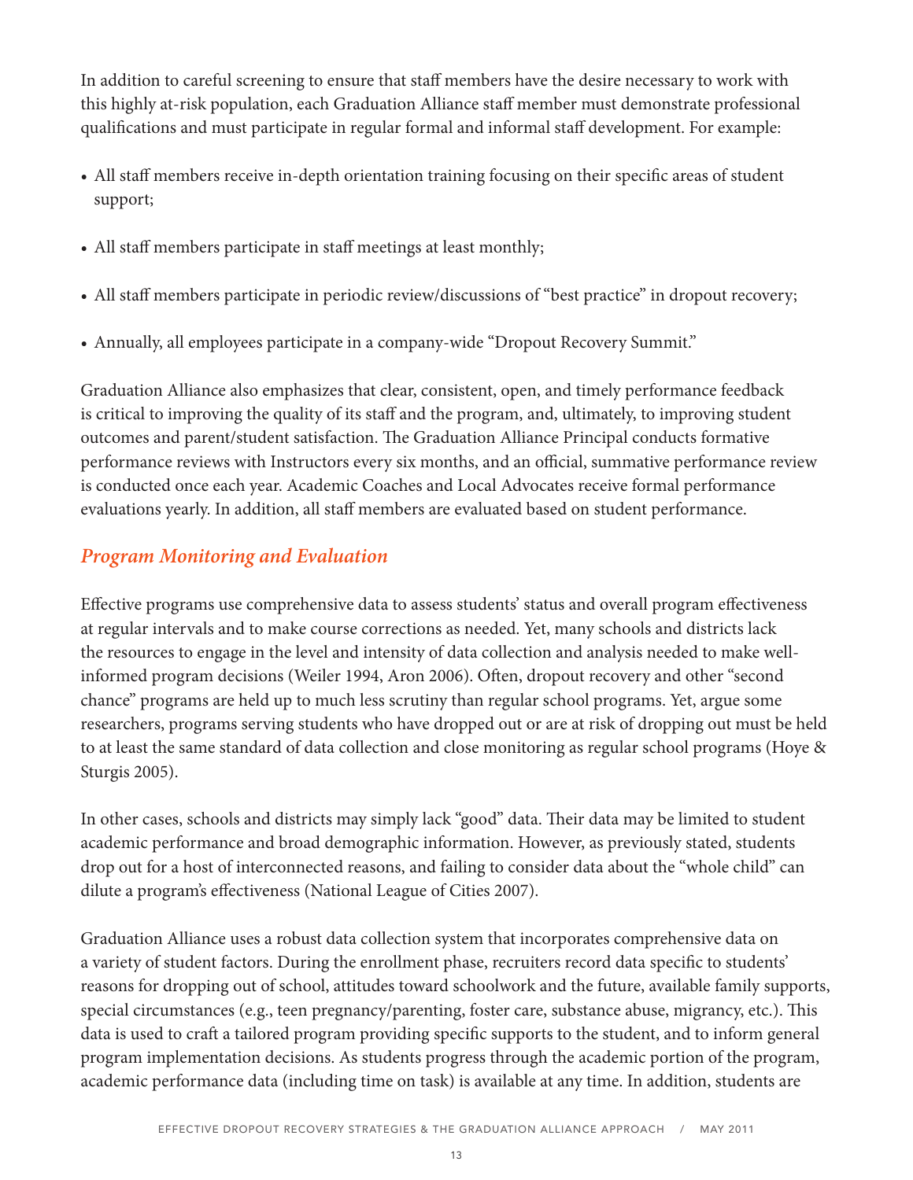In addition to careful screening to ensure that staff members have the desire necessary to work with this highly at-risk population, each Graduation Alliance staff member must demonstrate professional qualifications and must participate in regular formal and informal staff development. For example:

- All staff members receive in-depth orientation training focusing on their specific areas of student support;
- All staff members participate in staff meetings at least monthly;
- All staff members participate in periodic review/discussions of "best practice" in dropout recovery;
- Annually, all employees participate in a company-wide "Dropout Recovery Summit."

Graduation Alliance also emphasizes that clear, consistent, open, and timely performance feedback is critical to improving the quality of its staff and the program, and, ultimately, to improving student outcomes and parent/student satisfaction. The Graduation Alliance Principal conducts formative performance reviews with Instructors every six months, and an official, summative performance review is conducted once each year. Academic Coaches and Local Advocates receive formal performance evaluations yearly. In addition, all staff members are evaluated based on student performance.

## *Program Monitoring and Evaluation*

Effective programs use comprehensive data to assess students' status and overall program effectiveness at regular intervals and to make course corrections as needed. Yet, many schools and districts lack the resources to engage in the level and intensity of data collection and analysis needed to make well-informed program decisions (Weiler 1994, Aron 2006). Often, dropout recovery and other "second chance" programs are held up to much less scrutiny than regular school programs. Yet, argue some researchers, programs serving students who have dropped out or are at risk of dropping out must be held to at least the same standard of data collection and close monitoring as regular school programs (Hoye & Sturgis 2005).

In other cases, schools and districts may simply lack "good" data. Their data may be limited to student academic performance and broad demographic information. However, as previously stated, students drop out for a host of interconnected reasons, and failing to consider data about the "whole child" can dilute a program's effectiveness (National League of Cities 2007).

Graduation Alliance uses a robust data collection system that incorporates comprehensive data on a variety of student factors. During the enrollment phase, recruiters record data specific to students' reasons for dropping out of school, attitudes toward schoolwork and the future, available family supports, special circumstances (e.g., teen pregnancy/parenting, foster care, substance abuse, migrancy, etc.). This data is used to craft a tailored program providing specific supports to the student, and to inform general program implementation decisions. As students progress through the academic portion of the program, academic performance data (including time on task) is available at any time. In addition, students are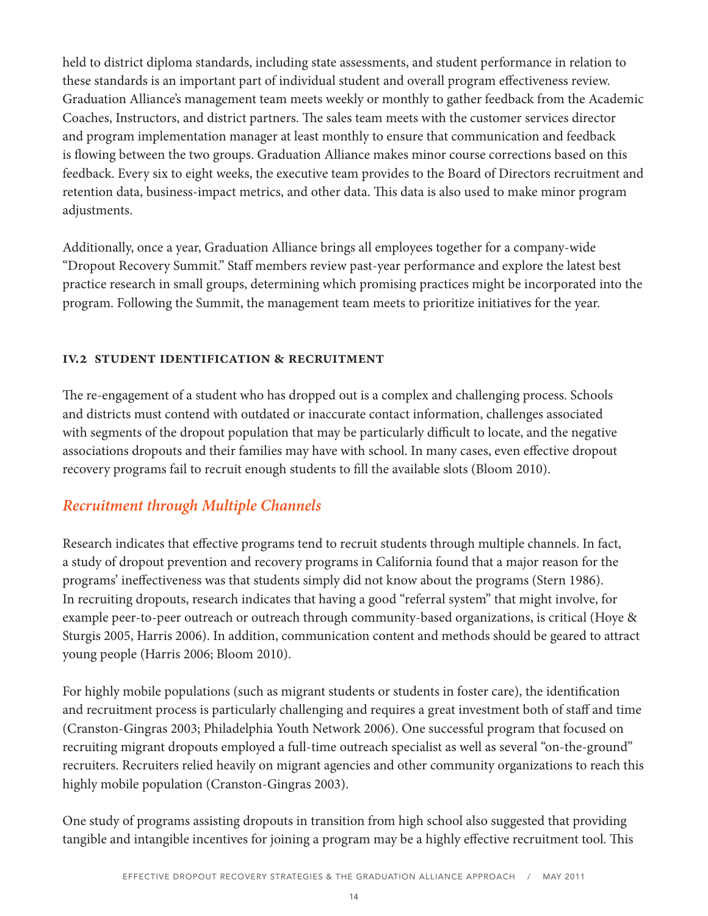held to district diploma standards, including state assessments, and student performance in relation to these standards is an important part of individual student and overall program effectiveness review. Graduation Alliance's management team meets weekly or monthly to gather feedback from the Academic Coaches, Instructors, and district partners. The sales team meets with the customer services director and program implementation manager at least monthly to ensure that communication and feedback is flowing between the two groups. Graduation Alliance makes minor course corrections based on this feedback. Every six to eight weeks, the executive team provides to the Board of Directors recruitment and retention data, business-impact metrics, and other data. This data is also used to make minor program adjustments.

Additionally, once a year, Graduation Alliance brings all employees together for a company-wide "Dropout Recovery Summit." Staff members review past-year performance and explore the latest best practice research in small groups, determining which promising practices might be incorporated into the program. Following the Summit, the management team meets to prioritize initiatives for the year.

### IV.2 STUDENT IDENTIFICATION & RECRUITMENT

The re-engagement of a student who has dropped out is a complex and challenging process. Schools and districts must contend with outdated or inaccurate contact information, challenges associated with segments of the dropout population that may be particularly difficult to locate, and the negative associations dropouts and their families may have with school. In many cases, even effective dropout recovery programs fail to recruit enough students to fill the available slots (Bloom 2010).

#### *Recruitment through Multiple Channels*

Research indicates that effective programs tend to recruit students through multiple channels. In fact, a study of dropout prevention and recovery programs in California found that a major reason for the programs' ineffectiveness was that students simply did not know about the programs (Stern 1986). In recruiting dropouts, research indicates that having a good "referral system" that might involve, for example peer-to-peer outreach or outreach through community-based organizations, is critical (Hoye & Sturgis 2005, Harris 2006). In addition, communication content and methods should be geared to attract young people (Harris 2006; Bloom 2010).

For highly mobile populations (such as migrant students or students in foster care), the identification and recruitment process is particularly challenging and requires a great investment both of staff and time (Cranston-Gingras 2003; Philadelphia Youth Network 2006). One successful program that focused on recruiting migrant dropouts employed a full-time outreach specialist as well as several "on-the-ground" recruiters. Recruiters relied heavily on migrant agencies and other community organizations to reach this highly mobile population (Cranston-Gingras 2003).

One study of programs assisting dropouts in transition from high school also suggested that providing tangible and intangible incentives for joining a program may be a highly effective recruitment tool. This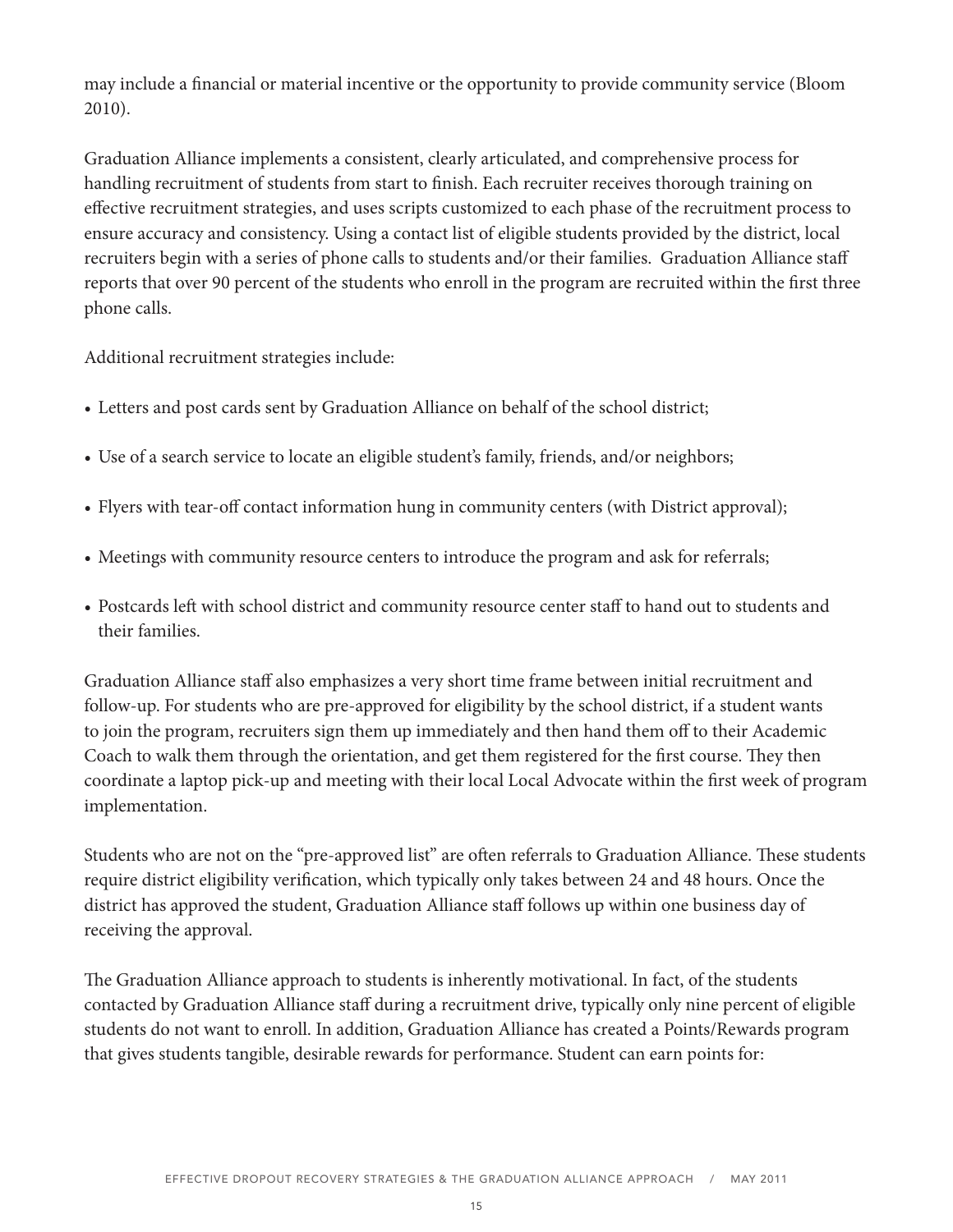may include a financial or material incentive or the opportunity to provide community service (Bloom 2010).

Graduation Alliance implements a consistent, clearly articulated, and comprehensive process for handling recruitment of students from start to finish. Each recruiter receives thorough training on effective recruitment strategies, and uses scripts customized to each phase of the recruitment process to ensure accuracy and consistency. Using a contact list of eligible students provided by the district, local recruiters begin with a series of phone calls to students and/or their families. Graduation Alliance staff reports that over 90 percent of the students who enroll in the program are recruited within the first three phone calls.

Additional recruitment strategies include:

- Letters and post cards sent by Graduation Alliance on behalf of the school district;
- Use of a search service to locate an eligible student's family, friends, and/or neighbors;
- Flyers with tear-off contact information hung in community centers (with District approval);
- Meetings with community resource centers to introduce the program and ask for referrals;
- Postcards left with school district and community resource center staff to hand out to students and their families.

Graduation Alliance staff also emphasizes a very short time frame between initial recruitment and follow-up. For students who are pre-approved for eligibility by the school district, if a student wants to join the program, recruiters sign them up immediately and then hand them off to their Academic Coach to walk them through the orientation, and get them registered for the first course. They then coordinate a laptop pick-up and meeting with their local Local Advocate within the first week of program implementation.

Students who are not on the "pre-approved list" are often referrals to Graduation Alliance. These students require district eligibility verification, which typically only takes between 24 and 48 hours. Once the district has approved the student, Graduation Alliance staff follows up within one business day of receiving the approval.

The Graduation Alliance approach to students is inherently motivational. In fact, of the students contacted by Graduation Alliance staff during a recruitment drive, typically only nine percent of eligible students do not want to enroll. In addition, Graduation Alliance has created a Points/Rewards program that gives students tangible, desirable rewards for performance. Student can earn points for: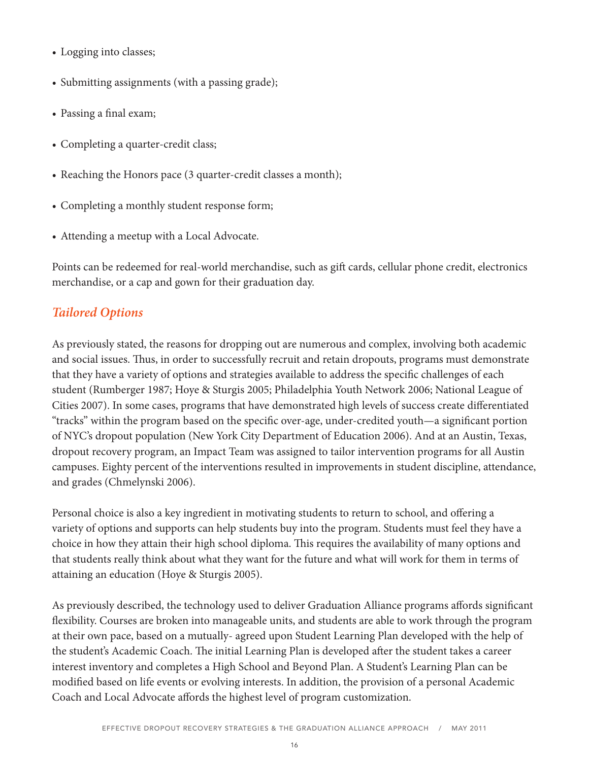- Logging into classes;
- Submitting assignments (with a passing grade);
- Passing a final exam;
- Completing a quarter-credit class;
- Reaching the Honors pace (3 quarter-credit classes a month);
- Completing a monthly student response form;
- Attending a meetup with a Local Advocate.

Points can be redeemed for real-world merchandise, such as gift cards, cellular phone credit, electronics merchandise, or a cap and gown for their graduation day.

### *Tailored Options*

As previously stated, the reasons for dropping out are numerous and complex, involving both academic and social issues. Thus, in order to successfully recruit and retain dropouts, programs must demonstrate that they have a variety of options and strategies available to address the specific challenges of each student (Rumberger 1987; Hoye & Sturgis 2005; Philadelphia Youth Network 2006; National League of Cities 2007). In some cases, programs that have demonstrated high levels of success create differentiated "tracks" within the program based on the specific over-age, under-credited youth—a significant portion of NYC's dropout population (New York City Department of Education 2006). And at an Austin, Texas, dropout recovery program, an Impact Team was assigned to tailor intervention programs for all Austin campuses. Eighty percent of the interventions resulted in improvements in student discipline, attendance, and grades (Chmelynski 2006).

Personal choice is also a key ingredient in motivating students to return to school, and offering a variety of options and supports can help students buy into the program. Students must feel they have a choice in how they attain their high school diploma. This requires the availability of many options and that students really think about what they want for the future and what will work for them in terms of attaining an education (Hoye & Sturgis 2005).

As previously described, the technology used to deliver Graduation Alliance programs affords significant flexibility. Courses are broken into manageable units, and students are able to work through the program at their own pace, based on a mutually- agreed upon Student Learning Plan developed with the help of the student's Academic Coach. The initial Learning Plan is developed after the student takes a career interest inventory and completes a High School and Beyond Plan. A Student's Learning Plan can be modified based on life events or evolving interests. In addition, the provision of a personal Academic Coach and Local Advocate affords the highest level of program customization.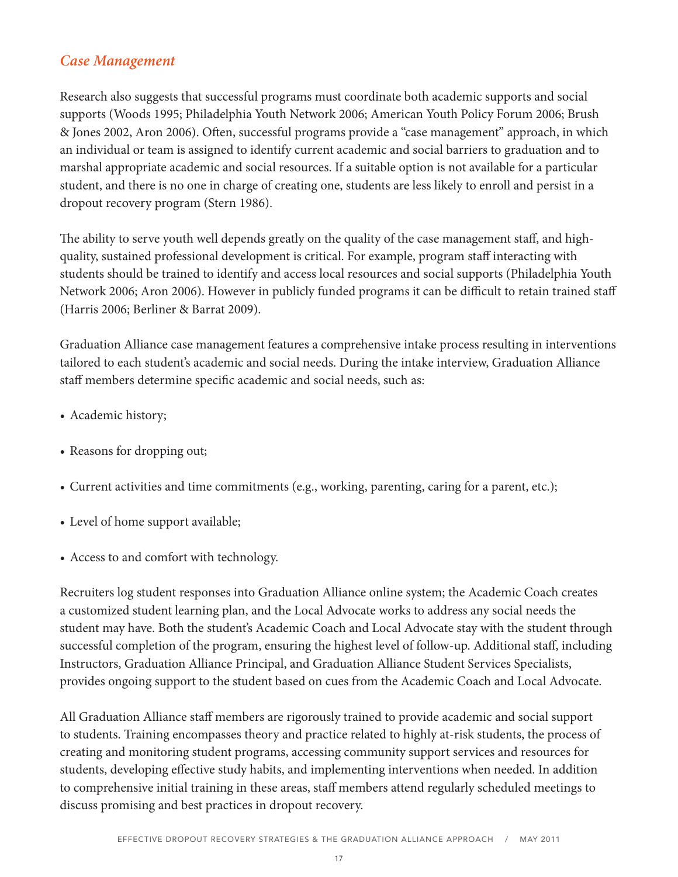## *Case Management*

Research also suggests that successful programs must coordinate both academic supports and social supports (Woods 1995; Philadelphia Youth Network 2006; American Youth Policy Forum 2006; Brush & Jones 2002, Aron 2006). Often, successful programs provide a "case management" approach, in which an individual or team is assigned to identify current academic and social barriers to graduation and to marshal appropriate academic and social resources. If a suitable option is not available for a particular student, and there is no one in charge of creating one, students are less likely to enroll and persist in a dropout recovery program (Stern 1986).

The ability to serve youth well depends greatly on the quality of the case management staff, and high-quality, sustained professional development is critical. For example, program staff interacting with students should be trained to identify and access local resources and social supports (Philadelphia Youth Network 2006; Aron 2006). However in publicly funded programs it can be difficult to retain trained staff (Harris 2006; Berliner & Barrat 2009).

Graduation Alliance case management features a comprehensive intake process resulting in interventions tailored to each student's academic and social needs. During the intake interview, Graduation Alliance staff members determine specific academic and social needs, such as:

- Academic history;
- Reasons for dropping out;
- Current activities and time commitments (e.g., working, parenting, caring for a parent, etc.);
- Level of home support available;
- Access to and comfort with technology.

Recruiters log student responses into Graduation Alliance online system; the Academic Coach creates a customized student learning plan, and the Local Advocate works to address any social needs the student may have. Both the student's Academic Coach and Local Advocate stay with the student through successful completion of the program, ensuring the highest level of follow-up. Additional staff, including Instructors, Graduation Alliance Principal, and Graduation Alliance Student Services Specialists, provides ongoing support to the student based on cues from the Academic Coach and Local Advocate.

All Graduation Alliance staff members are rigorously trained to provide academic and social support to students. Training encompasses theory and practice related to highly at-risk students, the process of creating and monitoring student programs, accessing community support services and resources for students, developing effective study habits, and implementing interventions when needed. In addition to comprehensive initial training in these areas, staff members attend regularly scheduled meetings to discuss promising and best practices in dropout recovery.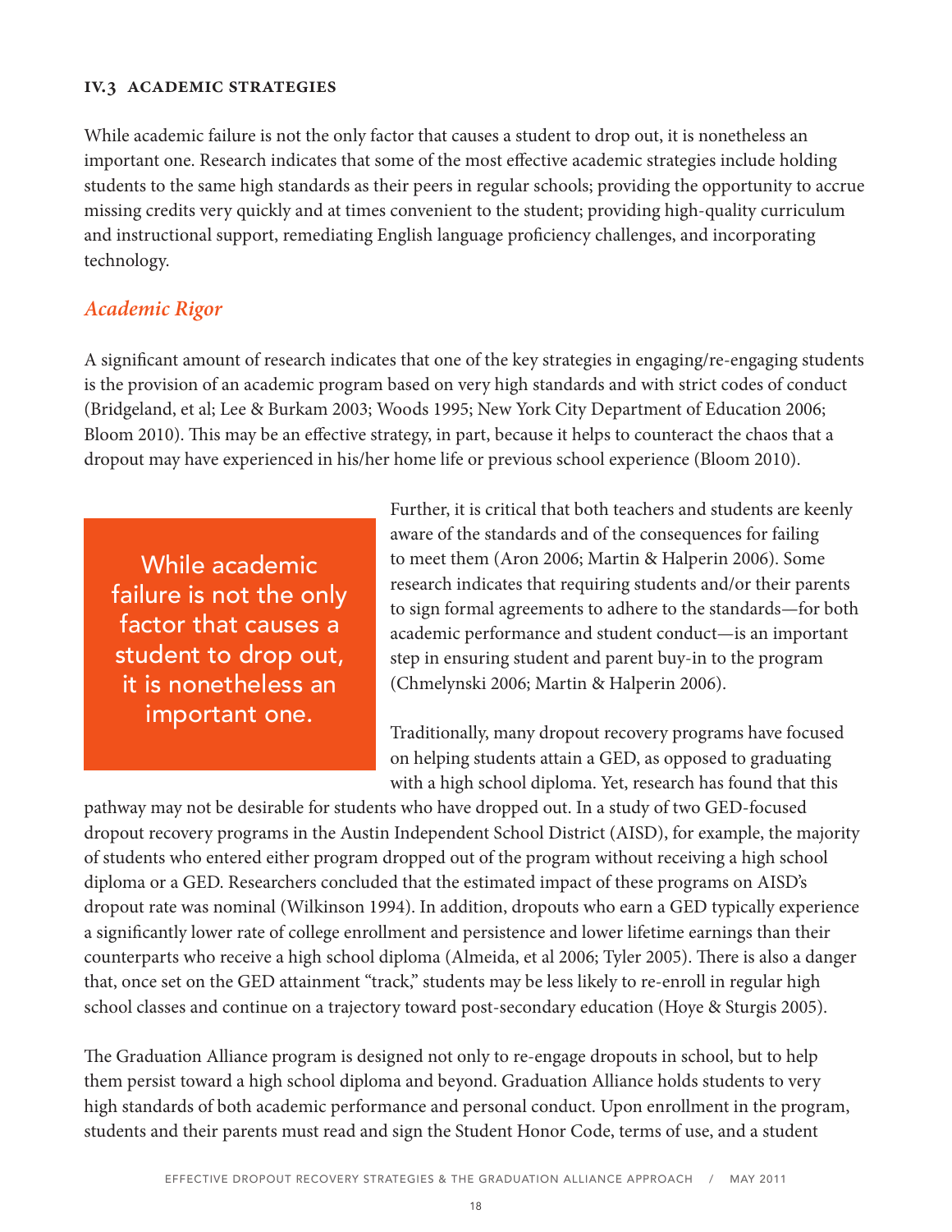### IV.3 Academic Strategies

While academic failure is not the only factor that causes a student to drop out, it is nonetheless an important one. Research indicates that some of the most effective academic strategies include holding students to the same high standards as their peers in regular schools; providing the opportunity to accrue missing credits very quickly and at times convenient to the student; providing high-quality curriculum and instructional support, remediating English language proficiency challenges, and incorporating technology.

#### *Academic Rigor*

A significant amount of research indicates that one of the key strategies in engaging/re-engaging students is the provision of an academic program based on very high standards and with strict codes of conduct (Bridgeland, et al; Lee & Burkam 2003; Woods 1995; New York City Department of Education 2006; Bloom 2010). This may be an effective strategy, in part, because it helps to counteract the chaos that a dropout may have experienced in his/her home life or previous school experience (Bloom 2010).

> While academic failure is not the only factor that causes a student to drop out, it is nonetheless an important one.

Further, it is critical that both teachers and students are keenly aware of the standards and of the consequences for failing to meet them (Aron 2006; Martin & Halperin 2006). Some research indicates that requiring students and/or their parents to sign formal agreements to adhere to the standards—for both academic performance and student conduct—is an important step in ensuring student and parent buy-in to the program (Chmelynski 2006; Martin & Halperin 2006).

Traditionally, many dropout recovery programs have focused on helping students attain a GED, as opposed to graduating with a high school diploma. Yet, research has found that this pathway may not be desirable for students who have dropped out. In a study of two GED-focused dropout recovery programs in the Austin Independent School District (AISD), for example, the majority of students who entered either program dropped out of the program without receiving a high school diploma or a GED. Researchers concluded that the estimated impact of these programs on AISD's dropout rate was nominal (Wilkinson 1994). In addition, dropouts who earn a GED typically experience a significantly lower rate of college enrollment and persistence and lower lifetime earnings than their counterparts who receive a high school diploma (Almeida, et al 2006; Tyler 2005). There is also a danger that, once set on the GED attainment "track," students may be less likely to re-enroll in regular high school classes and continue on a trajectory toward post-secondary education (Hoye & Sturgis 2005).

The Graduation Alliance program is designed not only to re-engage dropouts in school, but to help them persist toward a high school diploma and beyond. Graduation Alliance holds students to very high standards of both academic performance and personal conduct. Upon enrollment in the program, students and their parents must read and sign the Student Honor Code, terms of use, and a student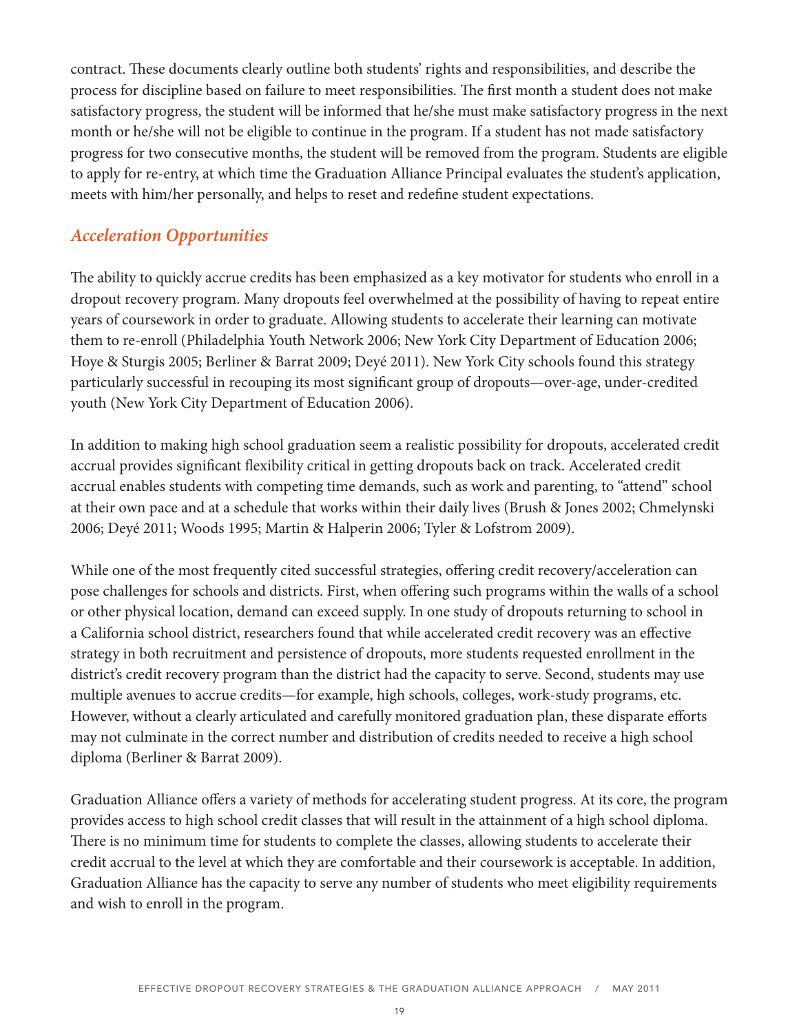contract. These documents clearly outline both students' rights and responsibilities, and describe the process for discipline based on failure to meet responsibilities. The first month a student does not make satisfactory progress, the student will be informed that he/she must make satisfactory progress in the next month or he/she will not be eligible to continue in the program. If a student has not made satisfactory progress for two consecutive months, the student will be removed from the program. Students are eligible to apply for re-entry, at which time the Graduation Alliance Principal evaluates the student's application, meets with him/her personally, and helps to reset and redefine student expectations.

### *Acceleration Opportunities*

The ability to quickly accrue credits has been emphasized as a key motivator for students who enroll in a dropout recovery program. Many dropouts feel overwhelmed at the possibility of having to repeat entire years of coursework in order to graduate. Allowing students to accelerate their learning can motivate them to re-enroll (Philadelphia Youth Network 2006; New York City Department of Education 2006; Hoye & Sturgis 2005; Berliner & Barrat 2009; Deyé 2011). New York City schools found this strategy particularly successful in recouping its most significant group of dropouts—over-age, under-credited youth (New York City Department of Education 2006).

In addition to making high school graduation seem a realistic possibility for dropouts, accelerated credit accrual provides significant flexibility critical in getting dropouts back on track. Accelerated credit accrual enables students with competing time demands, such as work and parenting, to "attend" school at their own pace and at a schedule that works within their daily lives (Brush & Jones 2002; Chmelynski 2006; Deyé 2011; Woods 1995; Martin & Halperin 2006; Tyler & Lofstrom 2009).

While one of the most frequently cited successful strategies, offering credit recovery/acceleration can pose challenges for schools and districts. First, when offering such programs within the walls of a school or other physical location, demand can exceed supply. In one study of dropouts returning to school in a California school district, researchers found that while accelerated credit recovery was an effective strategy in both recruitment and persistence of dropouts, more students requested enrollment in the district's credit recovery program than the district had the capacity to serve. Second, students may use multiple avenues to accrue credits—for example, high schools, colleges, work-study programs, etc. However, without a clearly articulated and carefully monitored graduation plan, these disparate efforts may not culminate in the correct number and distribution of credits needed to receive a high school diploma (Berliner & Barrat 2009).

Graduation Alliance offers a variety of methods for accelerating student progress. At its core, the program provides access to high school credit classes that will result in the attainment of a high school diploma. There is no minimum time for students to complete the classes, allowing students to accelerate their credit accrual to the level at which they are comfortable and their coursework is acceptable. In addition, Graduation Alliance has the capacity to serve any number of students who meet eligibility requirements and wish to enroll in the program.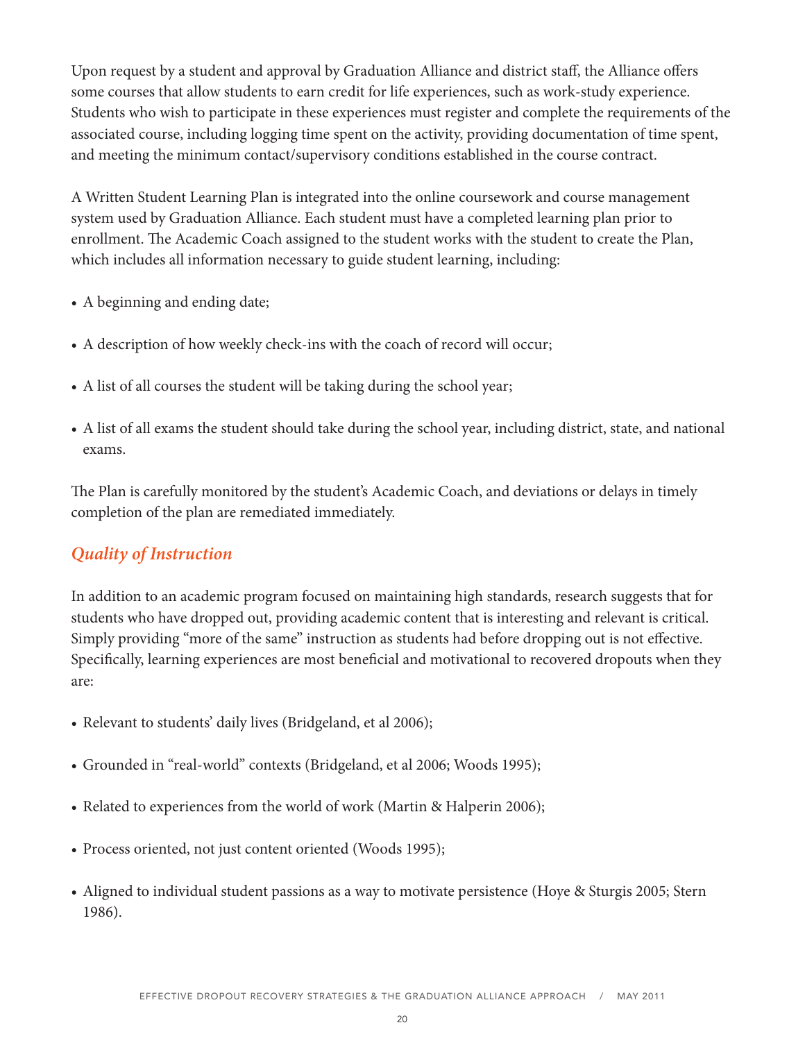Upon request by a student and approval by Graduation Alliance and district staff, the Alliance offers some courses that allow students to earn credit for life experiences, such as work-study experience. Students who wish to participate in these experiences must register and complete the requirements of the associated course, including logging time spent on the activity, providing documentation of time spent, and meeting the minimum contact/supervisory conditions established in the course contract.

A Written Student Learning Plan is integrated into the online coursework and course management system used by Graduation Alliance. Each student must have a completed learning plan prior to enrollment. The Academic Coach assigned to the student works with the student to create the Plan, which includes all information necessary to guide student learning, including:

- A beginning and ending date;
- A description of how weekly check-ins with the coach of record will occur;
- A list of all courses the student will be taking during the school year;
- A list of all exams the student should take during the school year, including district, state, and national exams.

The Plan is carefully monitored by the student's Academic Coach, and deviations or delays in timely completion of the plan are remediated immediately.

### *Quality of Instruction*

In addition to an academic program focused on maintaining high standards, research suggests that for students who have dropped out, providing academic content that is interesting and relevant is critical. Simply providing "more of the same" instruction as students had before dropping out is not effective. Specifically, learning experiences are most beneficial and motivational to recovered dropouts when they are:

- Relevant to students' daily lives (Bridgeland, et al 2006);
- Grounded in "real-world" contexts (Bridgeland, et al 2006; Woods 1995);
- Related to experiences from the world of work (Martin & Halperin 2006);
- Process oriented, not just content oriented (Woods 1995);
- Aligned to individual student passions as a way to motivate persistence (Hoye & Sturgis 2005; Stern 1986).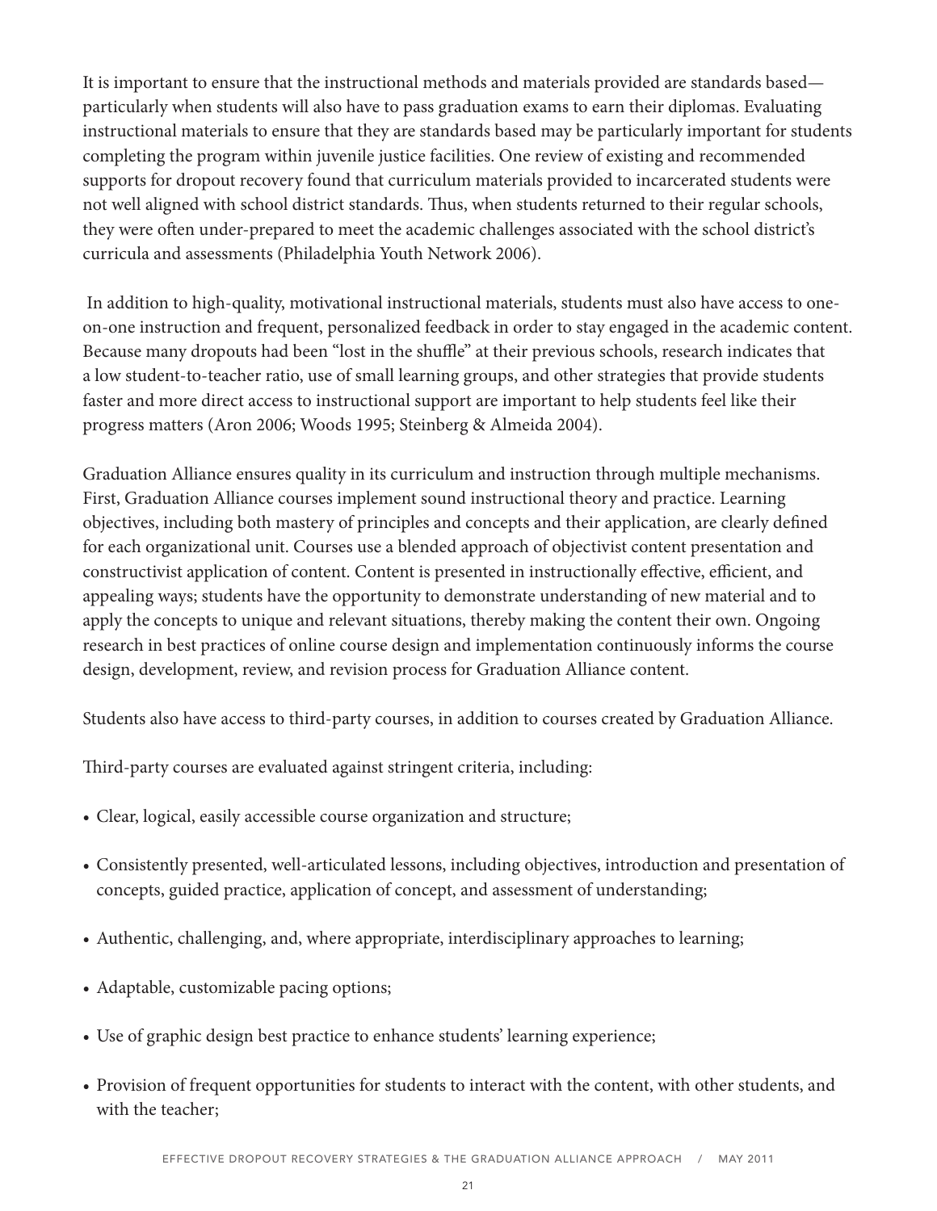It is important to ensure that the instructional methods and materials provided are standards based—particularly when students will also have to pass graduation exams to earn their diplomas. Evaluating instructional materials to ensure that they are standards based may be particularly important for students completing the program within juvenile justice facilities. One review of existing and recommended supports for dropout recovery found that curriculum materials provided to incarcerated students were not well aligned with school district standards. Thus, when students returned to their regular schools, they were often under-prepared to meet the academic challenges associated with the school district's curricula and assessments (Philadelphia Youth Network 2006).

In addition to high-quality, motivational instructional materials, students must also have access to one-on-one instruction and frequent, personalized feedback in order to stay engaged in the academic content. Because many dropouts had been "lost in the shuffle" at their previous schools, research indicates that a low student-to-teacher ratio, use of small learning groups, and other strategies that provide students faster and more direct access to instructional support are important to help students feel like their progress matters (Aron 2006; Woods 1995; Steinberg & Almeida 2004).

Graduation Alliance ensures quality in its curriculum and instruction through multiple mechanisms. First, Graduation Alliance courses implement sound instructional theory and practice. Learning objectives, including both mastery of principles and concepts and their application, are clearly defined for each organizational unit. Courses use a blended approach of objectivist content presentation and constructivist application of content. Content is presented in instructionally effective, efficient, and appealing ways; students have the opportunity to demonstrate understanding of new material and to apply the concepts to unique and relevant situations, thereby making the content their own. Ongoing research in best practices of online course design and implementation continuously informs the course design, development, review, and revision process for Graduation Alliance content.

Students also have access to third-party courses, in addition to courses created by Graduation Alliance.

Third-party courses are evaluated against stringent criteria, including:

- Clear, logical, easily accessible course organization and structure;
- Consistently presented, well-articulated lessons, including objectives, introduction and presentation of concepts, guided practice, application of concept, and assessment of understanding;
- Authentic, challenging, and, where appropriate, interdisciplinary approaches to learning;
- Adaptable, customizable pacing options;
- Use of graphic design best practice to enhance students' learning experience;
- Provision of frequent opportunities for students to interact with the content, with other students, and with the teacher;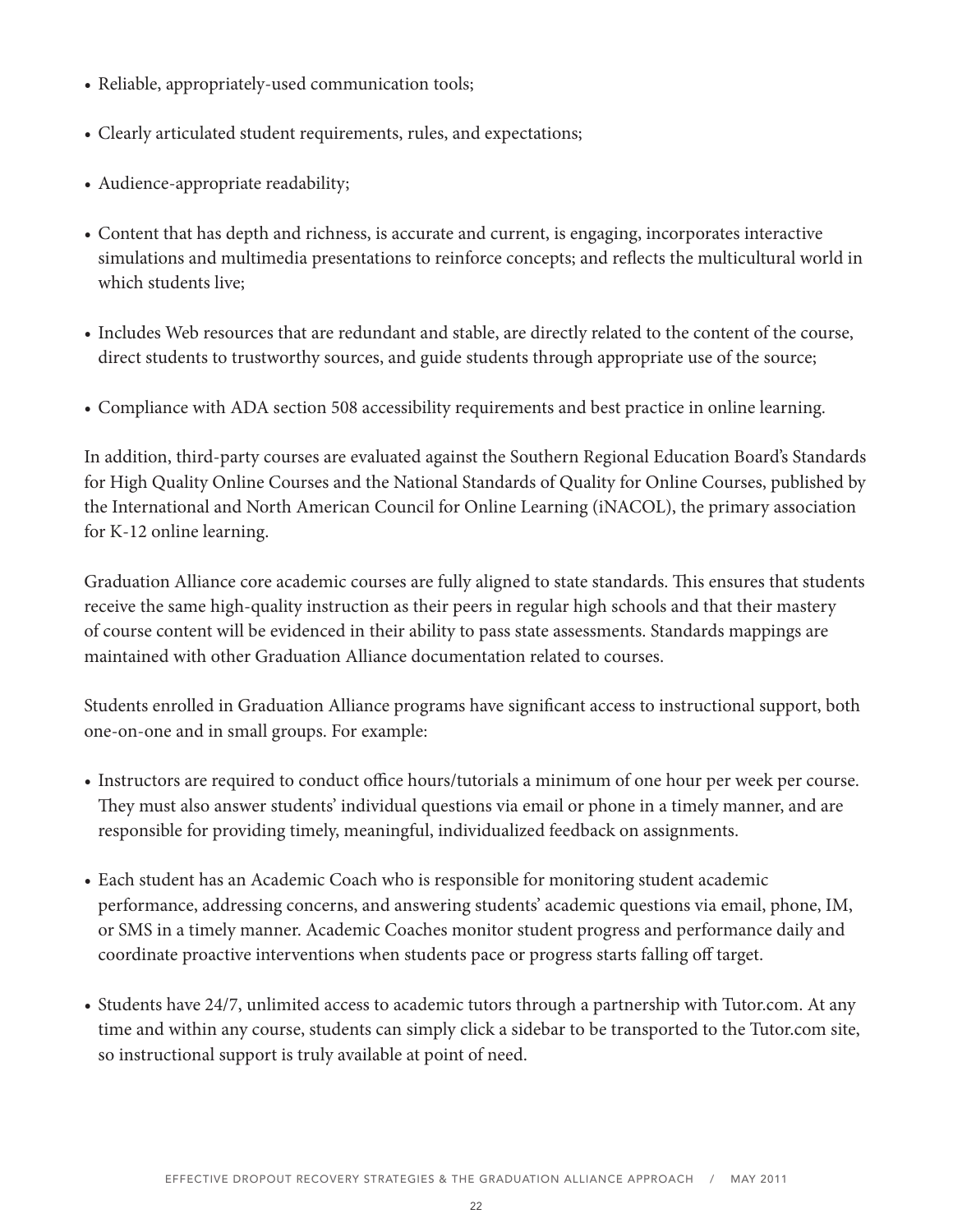- Reliable, appropriately-used communication tools;
- Clearly articulated student requirements, rules, and expectations;
- Audience-appropriate readability;
- Content that has depth and richness, is accurate and current, is engaging, incorporates interactive simulations and multimedia presentations to reinforce concepts; and reflects the multicultural world in which students live;
- Includes Web resources that are redundant and stable, are directly related to the content of the course, direct students to trustworthy sources, and guide students through appropriate use of the source;
- Compliance with ADA section 508 accessibility requirements and best practice in online learning.

In addition, third-party courses are evaluated against the Southern Regional Education Board's Standards for High Quality Online Courses and the National Standards of Quality for Online Courses, published by the International and North American Council for Online Learning (iNACOL), the primary association for K-12 online learning.

Graduation Alliance core academic courses are fully aligned to state standards. This ensures that students receive the same high-quality instruction as their peers in regular high schools and that their mastery of course content will be evidenced in their ability to pass state assessments. Standards mappings are maintained with other Graduation Alliance documentation related to courses.

Students enrolled in Graduation Alliance programs have significant access to instructional support, both one-on-one and in small groups. For example:

- Instructors are required to conduct office hours/tutorials a minimum of one hour per week per course. They must also answer students' individual questions via email or phone in a timely manner, and are responsible for providing timely, meaningful, individualized feedback on assignments.
- Each student has an Academic Coach who is responsible for monitoring student academic performance, addressing concerns, and answering students' academic questions via email, phone, IM, or SMS in a timely manner. Academic Coaches monitor student progress and performance daily and coordinate proactive interventions when students pace or progress starts falling off target.
- Students have 24/7, unlimited access to academic tutors through a partnership with Tutor.com. At any time and within any course, students can simply click a sidebar to be transported to the Tutor.com site, so instructional support is truly available at point of need.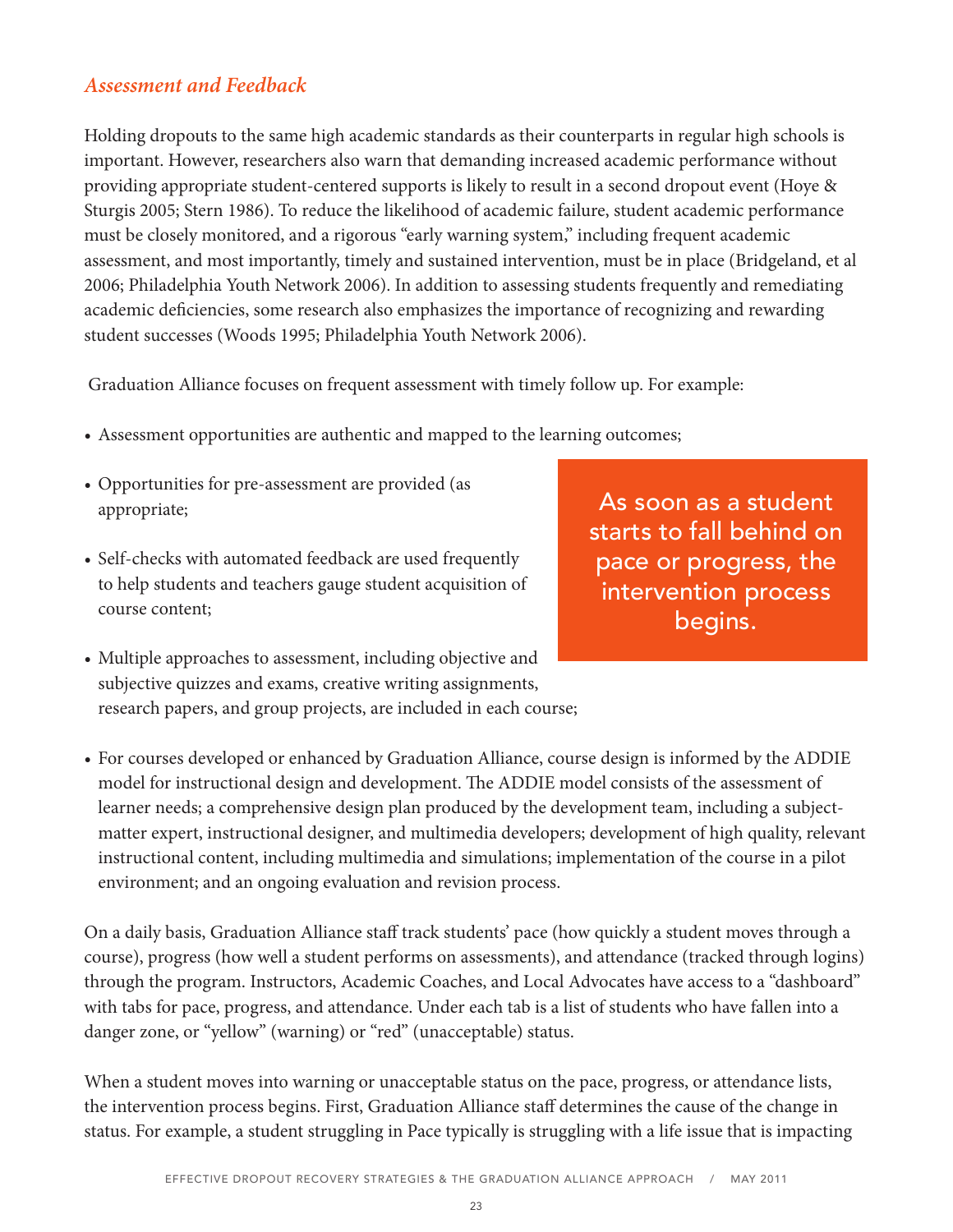### *Assessment and Feedback*

Holding dropouts to the same high academic standards as their counterparts in regular high schools is important. However, researchers also warn that demanding increased academic performance without providing appropriate student-centered supports is likely to result in a second dropout event (Hoye & Sturgis 2005; Stern 1986). To reduce the likelihood of academic failure, student academic performance must be closely monitored, and a rigorous "early warning system," including frequent academic assessment, and most importantly, timely and sustained intervention, must be in place (Bridgeland, et al 2006; Philadelphia Youth Network 2006). In addition to assessing students frequently and remediating academic deficiencies, some research also emphasizes the importance of recognizing and rewarding student successes (Woods 1995; Philadelphia Youth Network 2006).

Graduation Alliance focuses on frequent assessment with timely follow up. For example:

- Assessment opportunities are authentic and mapped to the learning outcomes;
- Opportunities for pre-assessment are provided (as appropriate;
- Self-checks with automated feedback are used frequently to help students and teachers gauge student acquisition of course content;
- Multiple approaches to assessment, including objective and subjective quizzes and exams, creative writing assignments, research papers, and group projects, are included in each course;
- For courses developed or enhanced by Graduation Alliance, course design is informed by the ADDIE model for instructional design and development. The ADDIE model consists of the assessment of learner needs; a comprehensive design plan produced by the development team, including a subject-matter expert, instructional designer, and multimedia developers; development of high quality, relevant instructional content, including multimedia and simulations; implementation of the course in a pilot environment; and an ongoing evaluation and revision process.

> As soon as a student starts to fall behind on pace or progress, the intervention process begins.

On a daily basis, Graduation Alliance staff track students' pace (how quickly a student moves through a course), progress (how well a student performs on assessments), and attendance (tracked through logins) through the program. Instructors, Academic Coaches, and Local Advocates have access to a "dashboard" with tabs for pace, progress, and attendance. Under each tab is a list of students who have fallen into a danger zone, or "yellow" (warning) or "red" (unacceptable) status.

When a student moves into warning or unacceptable status on the pace, progress, or attendance lists, the intervention process begins. First, Graduation Alliance staff determines the cause of the change in status. For example, a student struggling in Pace typically is struggling with a life issue that is impacting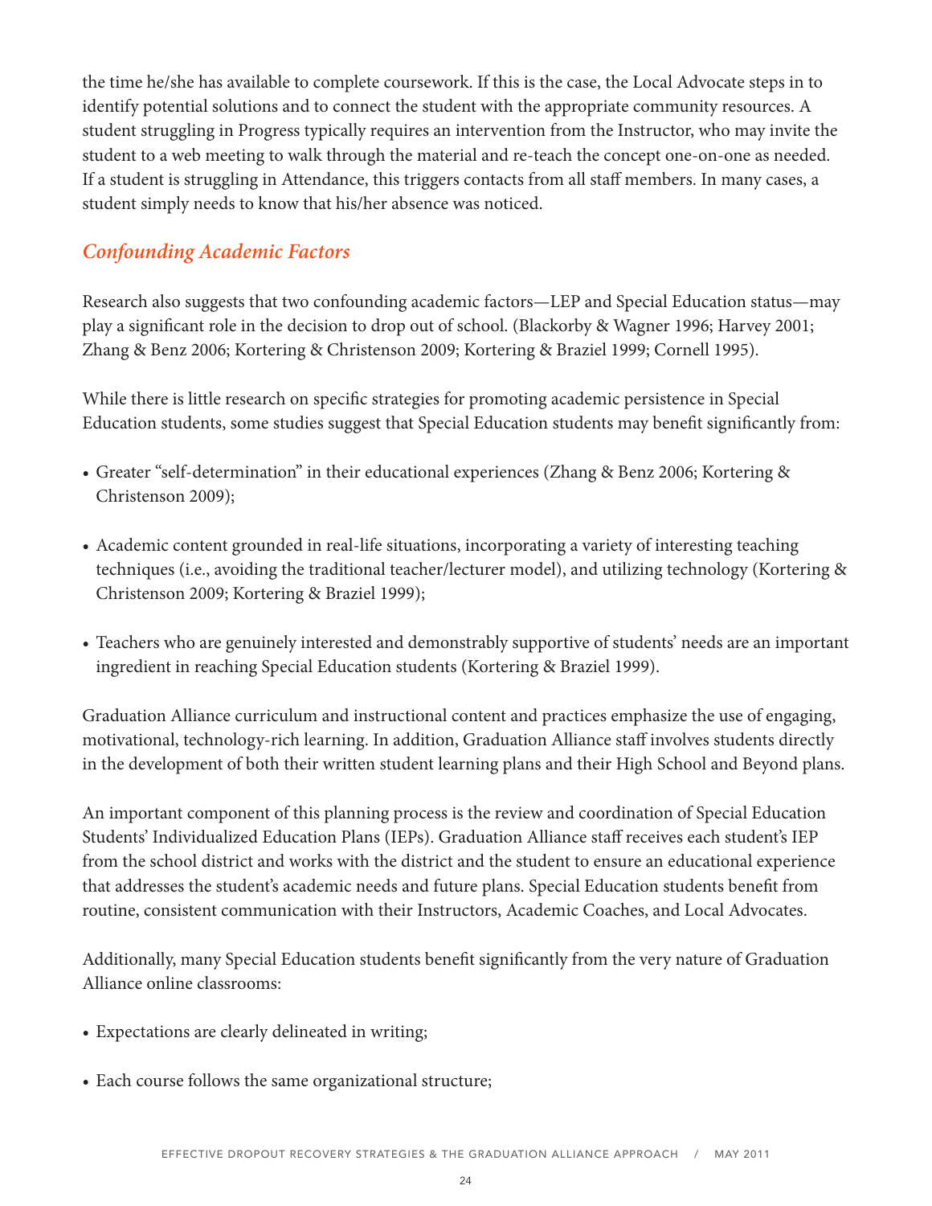the time he/she has available to complete coursework. If this is the case, the Local Advocate steps in to identify potential solutions and to connect the student with the appropriate community resources. A student struggling in Progress typically requires an intervention from the Instructor, who may invite the student to a web meeting to walk through the material and re-teach the concept one-on-one as needed. If a student is struggling in Attendance, this triggers contacts from all staff members. In many cases, a student simply needs to know that his/her absence was noticed.

## *Confounding Academic Factors*

Research also suggests that two confounding academic factors—LEP and Special Education status—may play a significant role in the decision to drop out of school. (Blackorby & Wagner 1996; Harvey 2001; Zhang & Benz 2006; Kortering & Christenson 2009; Kortering & Braziel 1999; Cornell 1995).

While there is little research on specific strategies for promoting academic persistence in Special Education students, some studies suggest that Special Education students may benefit significantly from:

- Greater "self-determination" in their educational experiences (Zhang & Benz 2006; Kortering & Christenson 2009);
- Academic content grounded in real-life situations, incorporating a variety of interesting teaching techniques (i.e., avoiding the traditional teacher/lecturer model), and utilizing technology (Kortering & Christenson 2009; Kortering & Braziel 1999);
- Teachers who are genuinely interested and demonstrably supportive of students' needs are an important ingredient in reaching Special Education students (Kortering & Braziel 1999).

Graduation Alliance curriculum and instructional content and practices emphasize the use of engaging, motivational, technology-rich learning. In addition, Graduation Alliance staff involves students directly in the development of both their written student learning plans and their High School and Beyond plans.

An important component of this planning process is the review and coordination of Special Education Students' Individualized Education Plans (IEPs). Graduation Alliance staff receives each student's IEP from the school district and works with the district and the student to ensure an educational experience that addresses the student's academic needs and future plans. Special Education students benefit from routine, consistent communication with their Instructors, Academic Coaches, and Local Advocates.

Additionally, many Special Education students benefit significantly from the very nature of Graduation Alliance online classrooms:

- Expectations are clearly delineated in writing;
- Each course follows the same organizational structure;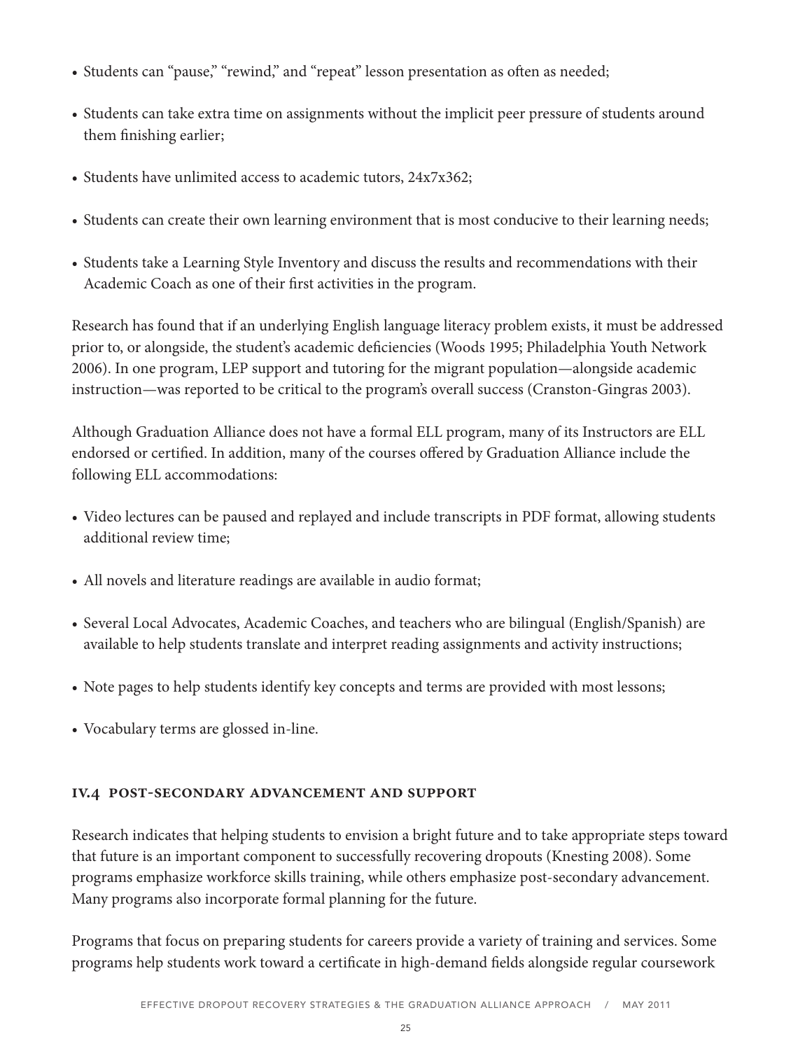- Students can "pause," "rewind," and "repeat" lesson presentation as often as needed;
- Students can take extra time on assignments without the implicit peer pressure of students around them finishing earlier;
- Students have unlimited access to academic tutors, 24x7x362;
- Students can create their own learning environment that is most conducive to their learning needs;
- Students take a Learning Style Inventory and discuss the results and recommendations with their Academic Coach as one of their first activities in the program.

Research has found that if an underlying English language literacy problem exists, it must be addressed prior to, or alongside, the student's academic deficiencies (Woods 1995; Philadelphia Youth Network 2006). In one program, LEP support and tutoring for the migrant population—alongside academic instruction—was reported to be critical to the program's overall success (Cranston-Gingras 2003).

Although Graduation Alliance does not have a formal ELL program, many of its Instructors are ELL endorsed or certified. In addition, many of the courses offered by Graduation Alliance include the following ELL accommodations:

- Video lectures can be paused and replayed and include transcripts in PDF format, allowing students additional review time;
- All novels and literature readings are available in audio format;
- Several Local Advocates, Academic Coaches, and teachers who are bilingual (English/Spanish) are available to help students translate and interpret reading assignments and activity instructions;
- Note pages to help students identify key concepts and terms are provided with most lessons;
- Vocabulary terms are glossed in-line.

### IV.4 Post-Secondary Advancement and Support

Research indicates that helping students to envision a bright future and to take appropriate steps toward that future is an important component to successfully recovering dropouts (Knesting 2008). Some programs emphasize workforce skills training, while others emphasize post-secondary advancement. Many programs also incorporate formal planning for the future.

Programs that focus on preparing students for careers provide a variety of training and services. Some programs help students work toward a certificate in high-demand fields alongside regular coursework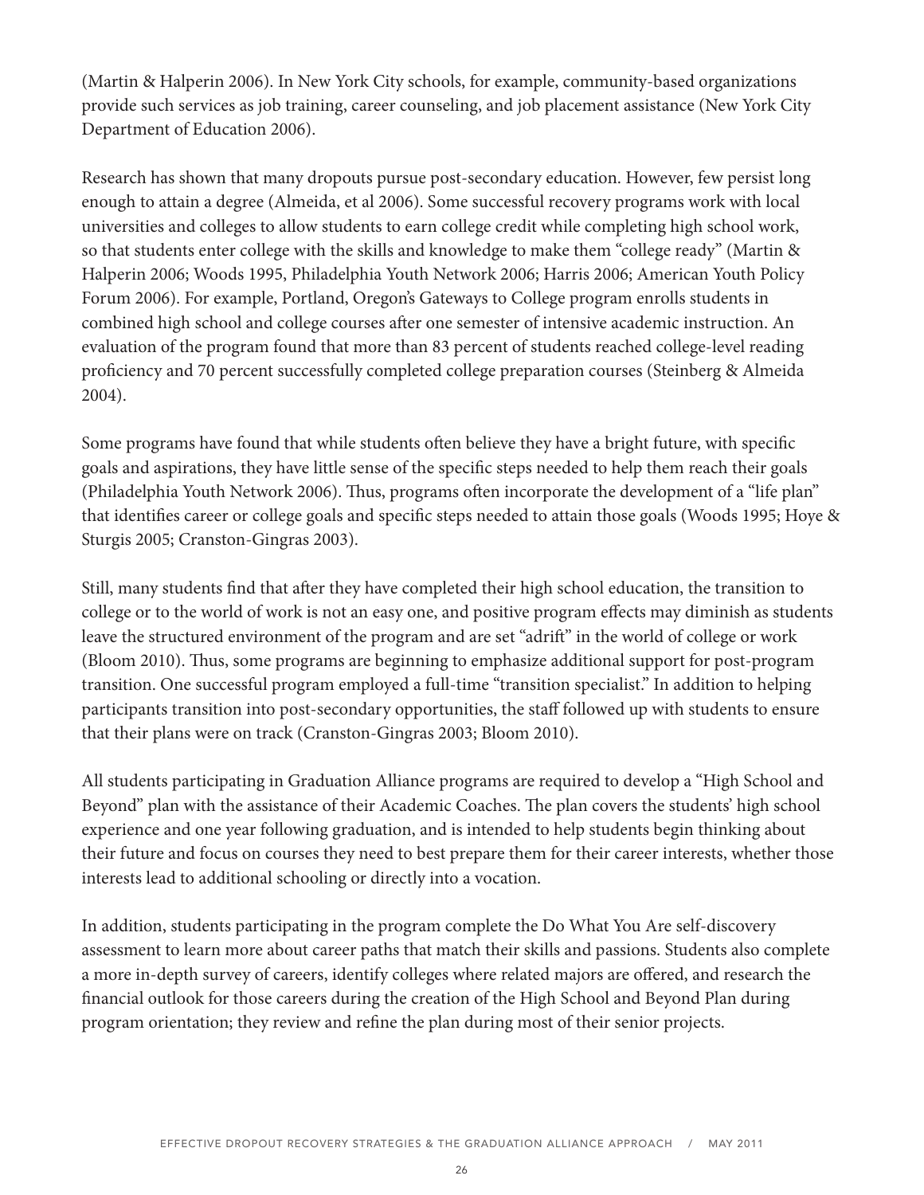(Martin & Halperin 2006). In New York City schools, for example, community-based organizations provide such services as job training, career counseling, and job placement assistance (New York City Department of Education 2006).

Research has shown that many dropouts pursue post-secondary education. However, few persist long enough to attain a degree (Almeida, et al 2006). Some successful recovery programs work with local universities and colleges to allow students to earn college credit while completing high school work, so that students enter college with the skills and knowledge to make them "college ready" (Martin & Halperin 2006; Woods 1995, Philadelphia Youth Network 2006; Harris 2006; American Youth Policy Forum 2006). For example, Portland, Oregon's Gateways to College program enrolls students in combined high school and college courses after one semester of intensive academic instruction. An evaluation of the program found that more than 83 percent of students reached college-level reading proficiency and 70 percent successfully completed college preparation courses (Steinberg & Almeida 2004).

Some programs have found that while students often believe they have a bright future, with specific goals and aspirations, they have little sense of the specific steps needed to help them reach their goals (Philadelphia Youth Network 2006). Thus, programs often incorporate the development of a "life plan" that identifies career or college goals and specific steps needed to attain those goals (Woods 1995; Hoye & Sturgis 2005; Cranston-Gingras 2003).

Still, many students find that after they have completed their high school education, the transition to college or to the world of work is not an easy one, and positive program effects may diminish as students leave the structured environment of the program and are set "adrift" in the world of college or work (Bloom 2010). Thus, some programs are beginning to emphasize additional support for post-program transition. One successful program employed a full-time "transition specialist." In addition to helping participants transition into post-secondary opportunities, the staff followed up with students to ensure that their plans were on track (Cranston-Gingras 2003; Bloom 2010).

All students participating in Graduation Alliance programs are required to develop a "High School and Beyond" plan with the assistance of their Academic Coaches. The plan covers the students' high school experience and one year following graduation, and is intended to help students begin thinking about their future and focus on courses they need to best prepare them for their career interests, whether those interests lead to additional schooling or directly into a vocation.

In addition, students participating in the program complete the Do What You Are self-discovery assessment to learn more about career paths that match their skills and passions. Students also complete a more in-depth survey of careers, identify colleges where related majors are offered, and research the financial outlook for those careers during the creation of the High School and Beyond Plan during program orientation; they review and refine the plan during most of their senior projects.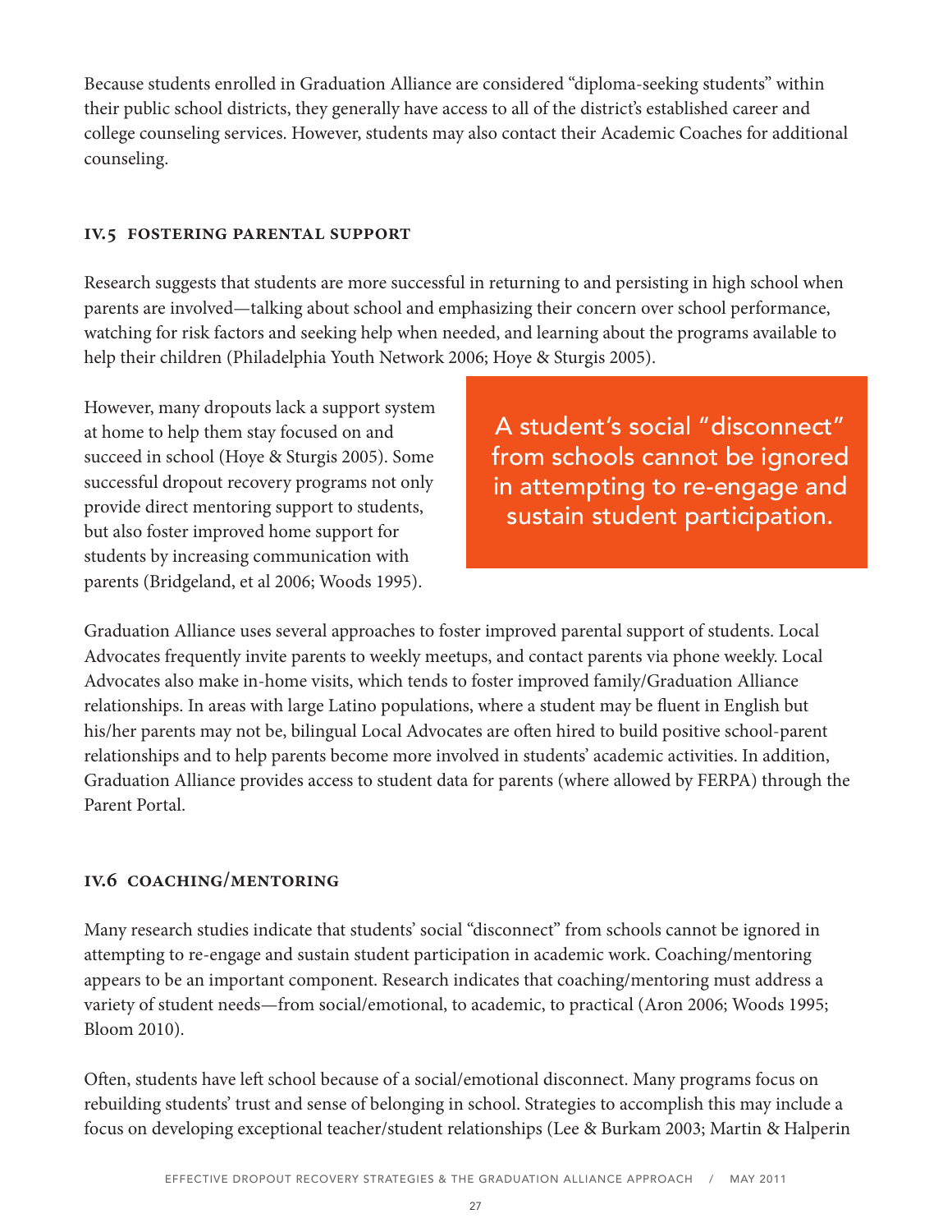Because students enrolled in Graduation Alliance are considered "diploma-seeking students" within their public school districts, they generally have access to all of the district's established career and college counseling services. However, students may also contact their Academic Coaches for additional counseling.

### IV.5 FOSTERING PARENTAL SUPPORT

Research suggests that students are more successful in returning to and persisting in high school when parents are involved—talking about school and emphasizing their concern over school performance, watching for risk factors and seeking help when needed, and learning about the programs available to help their children (Philadelphia Youth Network 2006; Hoye & Sturgis 2005).

However, many dropouts lack a support system at home to help them stay focused on and succeed in school (Hoye & Sturgis 2005). Some successful dropout recovery programs not only provide direct mentoring support to students, but also foster improved home support for students by increasing communication with parents (Bridgeland, et al 2006; Woods 1995).

> A student's social "disconnect" from schools cannot be ignored in attempting to re-engage and sustain student participation.

Graduation Alliance uses several approaches to foster improved parental support of students. Local Advocates frequently invite parents to weekly meetups, and contact parents via phone weekly. Local Advocates also make in-home visits, which tends to foster improved family/Graduation Alliance relationships. In areas with large Latino populations, where a student may be fluent in English but his/her parents may not be, bilingual Local Advocates are often hired to build positive school-parent relationships and to help parents become more involved in students' academic activities. In addition, Graduation Alliance provides access to student data for parents (where allowed by FERPA) through the Parent Portal.

### IV.6 COACHING/MENTORING

Many research studies indicate that students' social "disconnect" from schools cannot be ignored in attempting to re-engage and sustain student participation in academic work. Coaching/mentoring appears to be an important component. Research indicates that coaching/mentoring must address a variety of student needs—from social/emotional, to academic, to practical (Aron 2006; Woods 1995; Bloom 2010).

Often, students have left school because of a social/emotional disconnect. Many programs focus on rebuilding students' trust and sense of belonging in school. Strategies to accomplish this may include a focus on developing exceptional teacher/student relationships (Lee & Burkam 2003; Martin & Halperin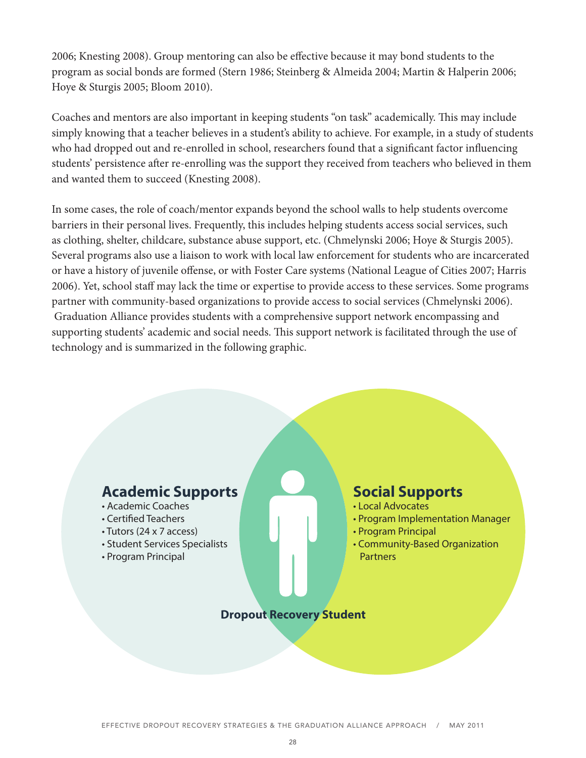2006; Knesting 2008). Group mentoring can also be effective because it may bond students to the program as social bonds are formed (Stern 1986; Steinberg & Almeida 2004; Martin & Halperin 2006; Hoye & Sturgis 2005; Bloom 2010).

Coaches and mentors are also important in keeping students "on task" academically. This may include simply knowing that a teacher believes in a student's ability to achieve. For example, in a study of students who had dropped out and re-enrolled in school, researchers found that a significant factor influencing students' persistence after re-enrolling was the support they received from teachers who believed in them and wanted them to succeed (Knesting 2008).

In some cases, the role of coach/mentor expands beyond the school walls to help students overcome barriers in their personal lives. Frequently, this includes helping students access social services, such as clothing, shelter, childcare, substance abuse support, etc. (Chmelynski 2006; Hoye & Sturgis 2005). Several programs also use a liaison to work with local law enforcement for students who are incarcerated or have a history of juvenile offense, or with Foster Care systems (National League of Cities 2007; Harris 2006). Yet, school staff may lack the time or expertise to provide access to these services. Some programs partner with community-based organizations to provide access to social services (Chmelynski 2006). Graduation Alliance provides students with a comprehensive support network encompassing and supporting students' academic and social needs. This support network is facilitated through the use of technology and is summarized in the following graphic.

**Academic Supports**
- Academic Coaches
- Certified Teachers
- Tutors (24 x 7 access)
- Student Services Specialists
- Program Principal

**Social Supports**
- Local Advocates
- Program Implementation Manager
- Program Principal
- Community-Based Organization Partners

**Dropout Recovery Student**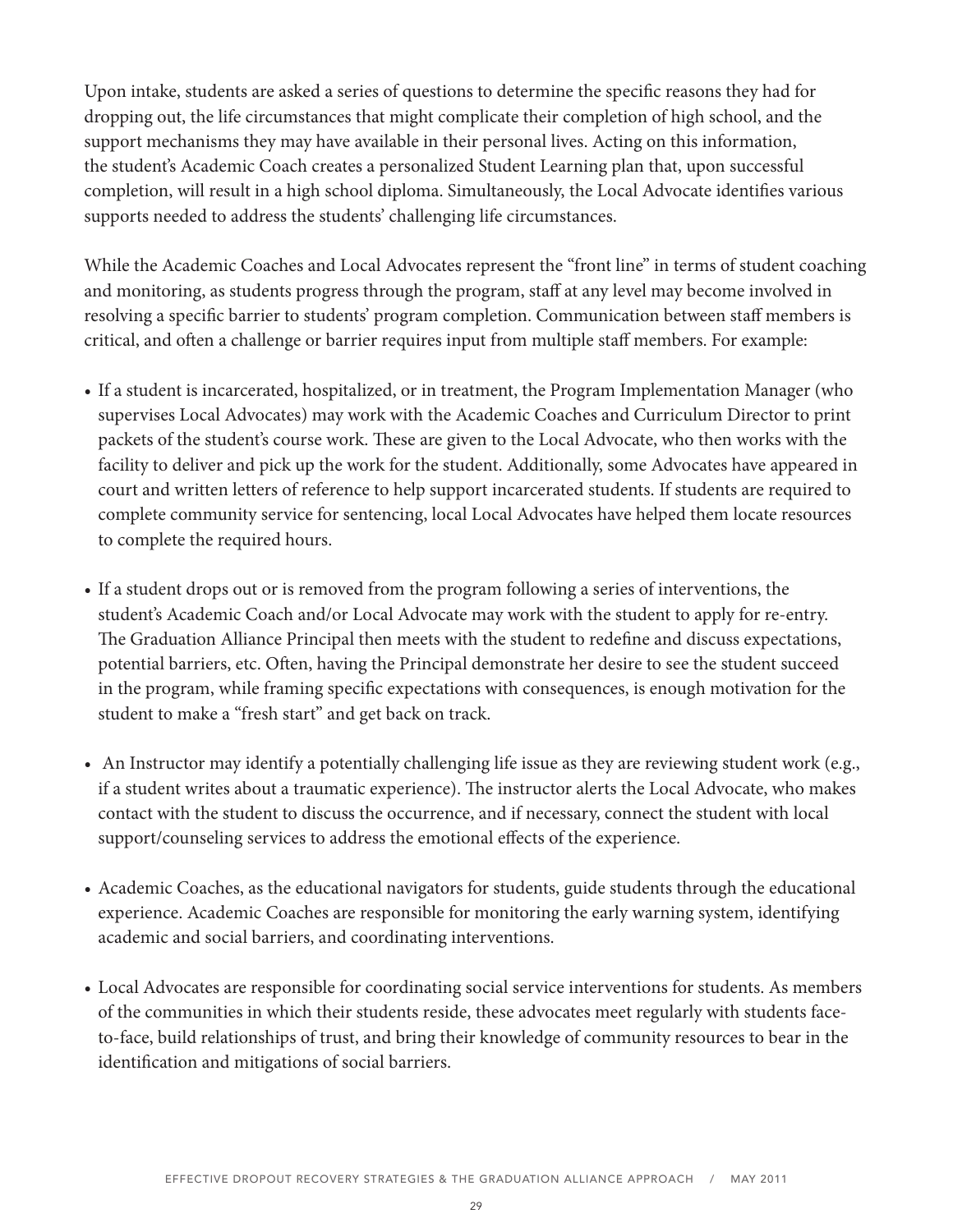Upon intake, students are asked a series of questions to determine the specific reasons they had for dropping out, the life circumstances that might complicate their completion of high school, and the support mechanisms they may have available in their personal lives. Acting on this information, the student's Academic Coach creates a personalized Student Learning plan that, upon successful completion, will result in a high school diploma. Simultaneously, the Local Advocate identifies various supports needed to address the students' challenging life circumstances.

While the Academic Coaches and Local Advocates represent the "front line" in terms of student coaching and monitoring, as students progress through the program, staff at any level may become involved in resolving a specific barrier to students' program completion. Communication between staff members is critical, and often a challenge or barrier requires input from multiple staff members. For example:

- If a student is incarcerated, hospitalized, or in treatment, the Program Implementation Manager (who supervises Local Advocates) may work with the Academic Coaches and Curriculum Director to print packets of the student's course work. These are given to the Local Advocate, who then works with the facility to deliver and pick up the work for the student. Additionally, some Advocates have appeared in court and written letters of reference to help support incarcerated students. If students are required to complete community service for sentencing, local Local Advocates have helped them locate resources to complete the required hours.

- If a student drops out or is removed from the program following a series of interventions, the student's Academic Coach and/or Local Advocate may work with the student to apply for re-entry. The Graduation Alliance Principal then meets with the student to redefine and discuss expectations, potential barriers, etc. Often, having the Principal demonstrate her desire to see the student succeed in the program, while framing specific expectations with consequences, is enough motivation for the student to make a "fresh start" and get back on track.

- An Instructor may identify a potentially challenging life issue as they are reviewing student work (e.g., if a student writes about a traumatic experience). The instructor alerts the Local Advocate, who makes contact with the student to discuss the occurrence, and if necessary, connect the student with local support/counseling services to address the emotional effects of the experience.

- Academic Coaches, as the educational navigators for students, guide students through the educational experience. Academic Coaches are responsible for monitoring the early warning system, identifying academic and social barriers, and coordinating interventions.

- Local Advocates are responsible for coordinating social service interventions for students. As members of the communities in which their students reside, these advocates meet regularly with students face-to-face, build relationships of trust, and bring their knowledge of community resources to bear in the identification and mitigations of social barriers.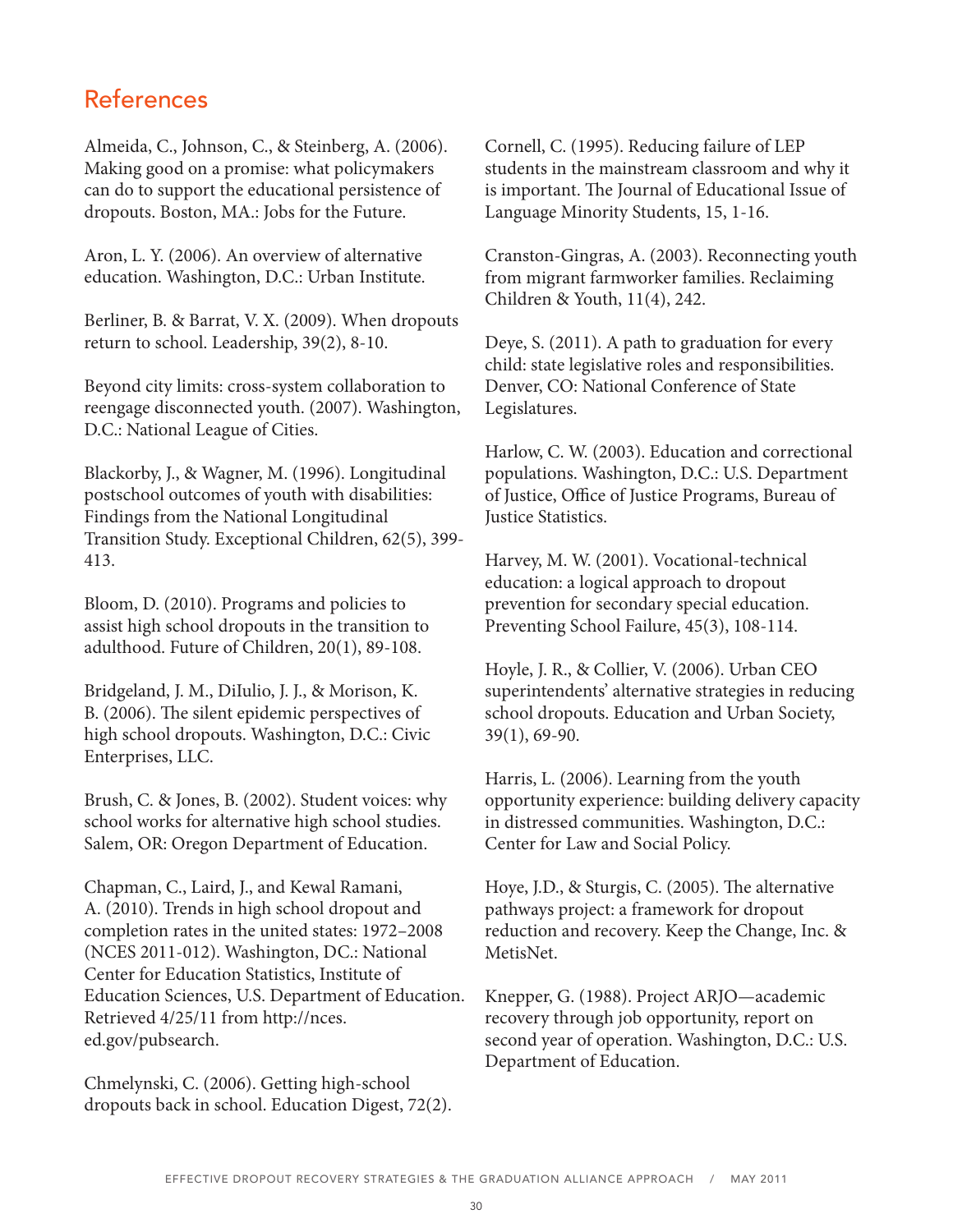## References

Almeida, C., Johnson, C., & Steinberg, A. (2006). Making good on a promise: what policymakers can do to support the educational persistence of dropouts. Boston, MA.: Jobs for the Future.

Aron, L. Y. (2006). An overview of alternative education. Washington, D.C.: Urban Institute.

Berliner, B. & Barrat, V. X. (2009). When dropouts return to school. Leadership, 39(2), 8-10.

Beyond city limits: cross-system collaboration to reengage disconnected youth. (2007). Washington, D.C.: National League of Cities.

Blackorby, J., & Wagner, M. (1996). Longitudinal postschool outcomes of youth with disabilities: Findings from the National Longitudinal Transition Study. Exceptional Children, 62(5), 399-413.

Bloom, D. (2010). Programs and policies to assist high school dropouts in the transition to adulthood. Future of Children, 20(1), 89-108.

Bridgeland, J. M., DiIulio, J. J., & Morison, K. B. (2006). The silent epidemic perspectives of high school dropouts. Washington, D.C.: Civic Enterprises, LLC.

Brush, C. & Jones, B. (2002). Student voices: why school works for alternative high school studies. Salem, OR: Oregon Department of Education.

Chapman, C., Laird, J., and Kewal Ramani, A. (2010). Trends in high school dropout and completion rates in the united states: 1972–2008 (NCES 2011-012). Washington, DC.: National Center for Education Statistics, Institute of Education Sciences, U.S. Department of Education. Retrieved 4/25/11 from http://nces.ed.gov/pubsearch.

Chmelynski, C. (2006). Getting high-school dropouts back in school. Education Digest, 72(2).

Cornell, C. (1995). Reducing failure of LEP students in the mainstream classroom and why it is important. The Journal of Educational Issue of Language Minority Students, 15, 1-16.

Cranston-Gingras, A. (2003). Reconnecting youth from migrant farmworker families. Reclaiming Children & Youth, 11(4), 242.

Deye, S. (2011). A path to graduation for every child: state legislative roles and responsibilities. Denver, CO: National Conference of State Legislatures.

Harlow, C. W. (2003). Education and correctional populations. Washington, D.C.: U.S. Department of Justice, Office of Justice Programs, Bureau of Justice Statistics.

Harvey, M. W. (2001). Vocational-technical education: a logical approach to dropout prevention for secondary special education. Preventing School Failure, 45(3), 108-114.

Hoyle, J. R., & Collier, V. (2006). Urban CEO superintendents' alternative strategies in reducing school dropouts. Education and Urban Society, 39(1), 69-90.

Harris, L. (2006). Learning from the youth opportunity experience: building delivery capacity in distressed communities. Washington, D.C.: Center for Law and Social Policy.

Hoye, J.D., & Sturgis, C. (2005). The alternative pathways project: a framework for dropout reduction and recovery. Keep the Change, Inc. & MetisNet.

Knepper, G. (1988). Project ARJO—academic recovery through job opportunity, report on second year of operation. Washington, D.C.: U.S. Department of Education.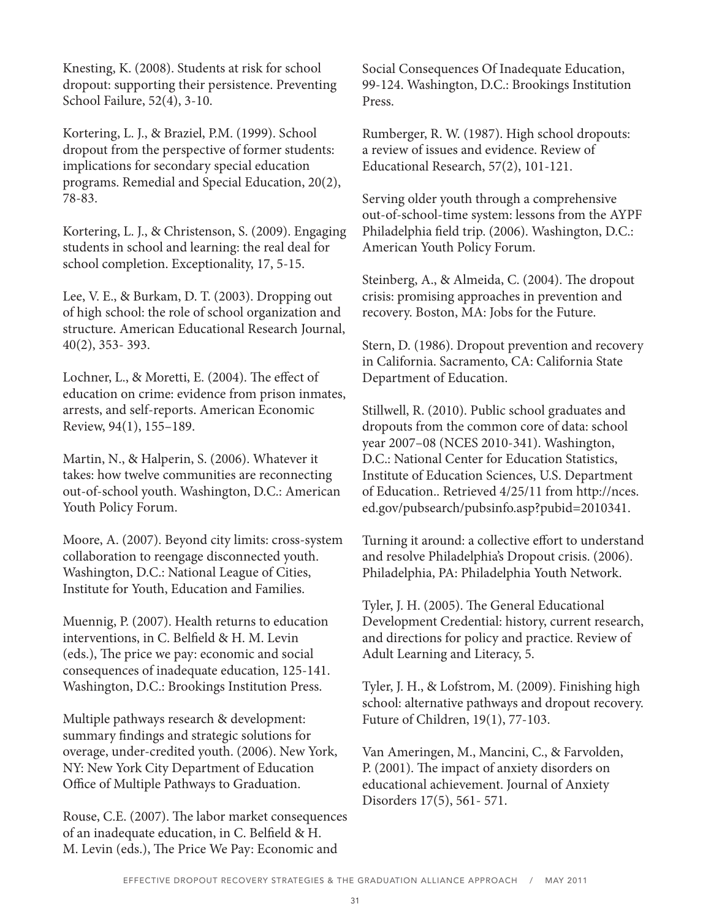Knesting, K. (2008). Students at risk for school dropout: supporting their persistence. Preventing School Failure, 52(4), 3-10.

Kortering, L. J., & Braziel, P.M. (1999). School dropout from the perspective of former students: implications for secondary special education programs. Remedial and Special Education, 20(2), 78-83.

Kortering, L. J., & Christenson, S. (2009). Engaging students in school and learning: the real deal for school completion. Exceptionality, 17, 5-15.

Lee, V. E., & Burkam, D. T. (2003). Dropping out of high school: the role of school organization and structure. American Educational Research Journal, 40(2), 353- 393.

Lochner, L., & Moretti, E. (2004). The effect of education on crime: evidence from prison inmates, arrests, and self-reports. American Economic Review, 94(1), 155–189.

Martin, N., & Halperin, S. (2006). Whatever it takes: how twelve communities are reconnecting out-of-school youth. Washington, D.C.: American Youth Policy Forum.

Moore, A. (2007). Beyond city limits: cross-system collaboration to reengage disconnected youth. Washington, D.C.: National League of Cities, Institute for Youth, Education and Families.

Muennig, P. (2007). Health returns to education interventions, in C. Belfield & H. M. Levin (eds.), The price we pay: economic and social consequences of inadequate education, 125-141. Washington, D.C.: Brookings Institution Press.

Multiple pathways research & development: summary findings and strategic solutions for overage, under-credited youth. (2006). New York, NY: New York City Department of Education Office of Multiple Pathways to Graduation.

Rouse, C.E. (2007). The labor market consequences of an inadequate education, in C. Belfield & H. M. Levin (eds.), The Price We Pay: Economic and Social Consequences Of Inadequate Education, 99-124. Washington, D.C.: Brookings Institution Press.

Rumberger, R. W. (1987). High school dropouts: a review of issues and evidence. Review of Educational Research, 57(2), 101-121.

Serving older youth through a comprehensive out-of-school-time system: lessons from the AYPF Philadelphia field trip. (2006). Washington, D.C.: American Youth Policy Forum.

Steinberg, A., & Almeida, C. (2004). The dropout crisis: promising approaches in prevention and recovery. Boston, MA: Jobs for the Future.

Stern, D. (1986). Dropout prevention and recovery in California. Sacramento, CA: California State Department of Education.

Stillwell, R. (2010). Public school graduates and dropouts from the common core of data: school year 2007–08 (NCES 2010-341). Washington, D.C.: National Center for Education Statistics, Institute of Education Sciences, U.S. Department of Education.. Retrieved 4/25/11 from http://nces.ed.gov/pubsearch/pubsinfo.asp?pubid=2010341.

Turning it around: a collective effort to understand and resolve Philadelphia's Dropout crisis. (2006). Philadelphia, PA: Philadelphia Youth Network.

Tyler, J. H. (2005). The General Educational Development Credential: history, current research, and directions for policy and practice. Review of Adult Learning and Literacy, 5.

Tyler, J. H., & Lofstrom, M. (2009). Finishing high school: alternative pathways and dropout recovery. Future of Children, 19(1), 77-103.

Van Ameringen, M., Mancini, C., & Farvolden, P. (2001). The impact of anxiety disorders on educational achievement. Journal of Anxiety Disorders 17(5), 561- 571.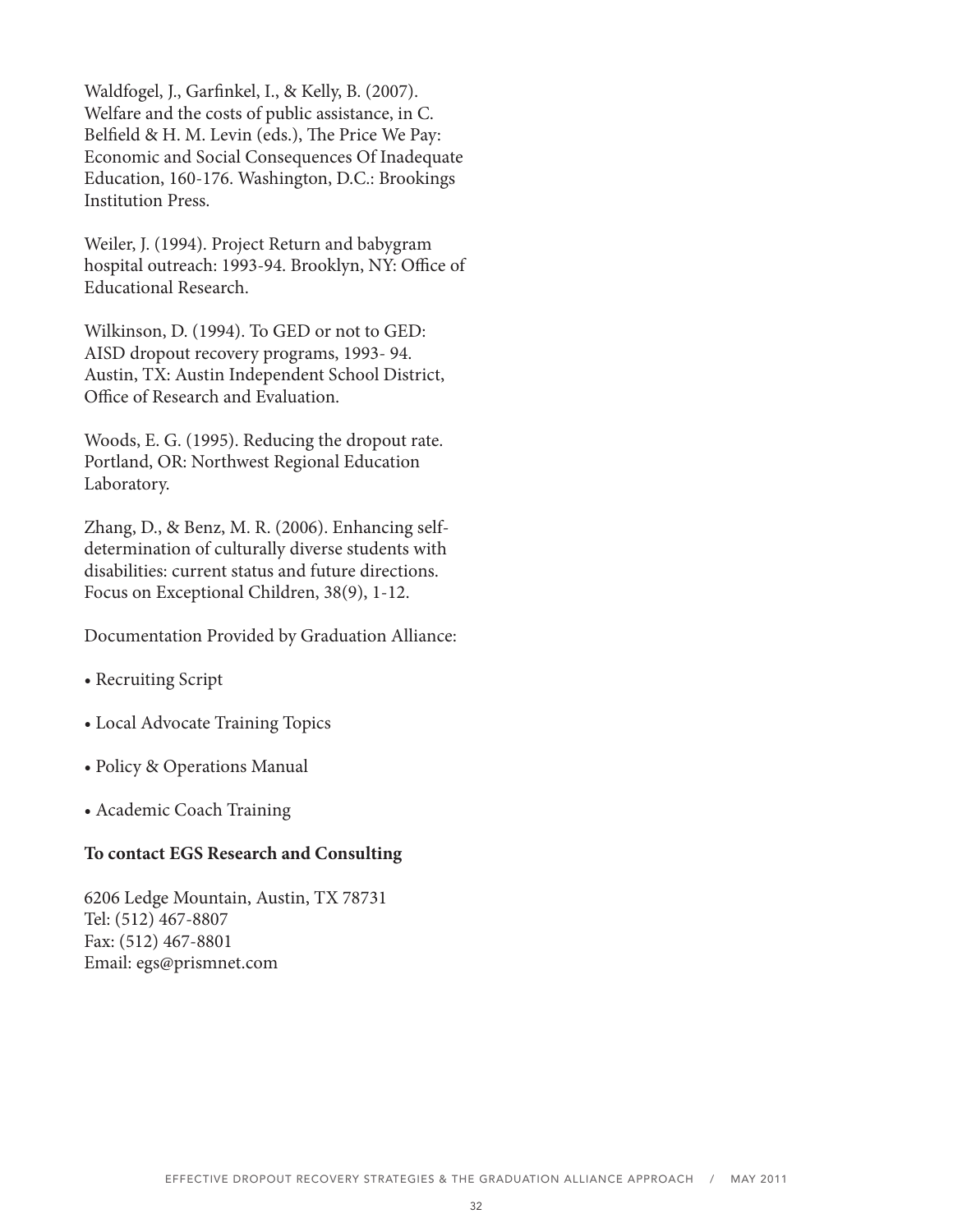Waldfogel, J., Garfinkel, I., & Kelly, B. (2007). Welfare and the costs of public assistance, in C. Belfield & H. M. Levin (eds.), The Price We Pay: Economic and Social Consequences Of Inadequate Education, 160-176. Washington, D.C.: Brookings Institution Press.

Weiler, J. (1994). Project Return and babygram hospital outreach: 1993-94. Brooklyn, NY: Office of Educational Research.

Wilkinson, D. (1994). To GED or not to GED: AISD dropout recovery programs, 1993- 94. Austin, TX: Austin Independent School District, Office of Research and Evaluation.

Woods, E. G. (1995). Reducing the dropout rate. Portland, OR: Northwest Regional Education Laboratory.

Zhang, D., & Benz, M. R. (2006). Enhancing self-determination of culturally diverse students with disabilities: current status and future directions. Focus on Exceptional Children, 38(9), 1-12.

Documentation Provided by Graduation Alliance:

- Recruiting Script
- Local Advocate Training Topics
- Policy & Operations Manual
- Academic Coach Training

**To contact EGS Research and Consulting**

6206 Ledge Mountain, Austin, TX 78731
Tel: (512) 467-8807
Fax: (512) 467-8801
Email: egs@prismnet.com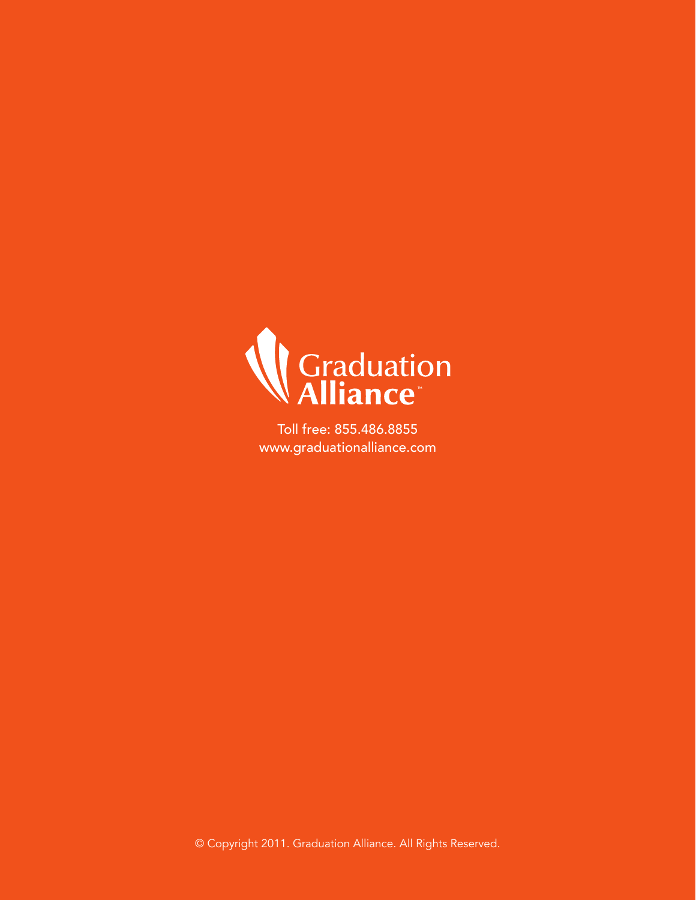Graduation Alliance™

Toll free: 855.486.8855
www.graduationalliance.com

© Copyright 2011. Graduation Alliance. All Rights Reserved.